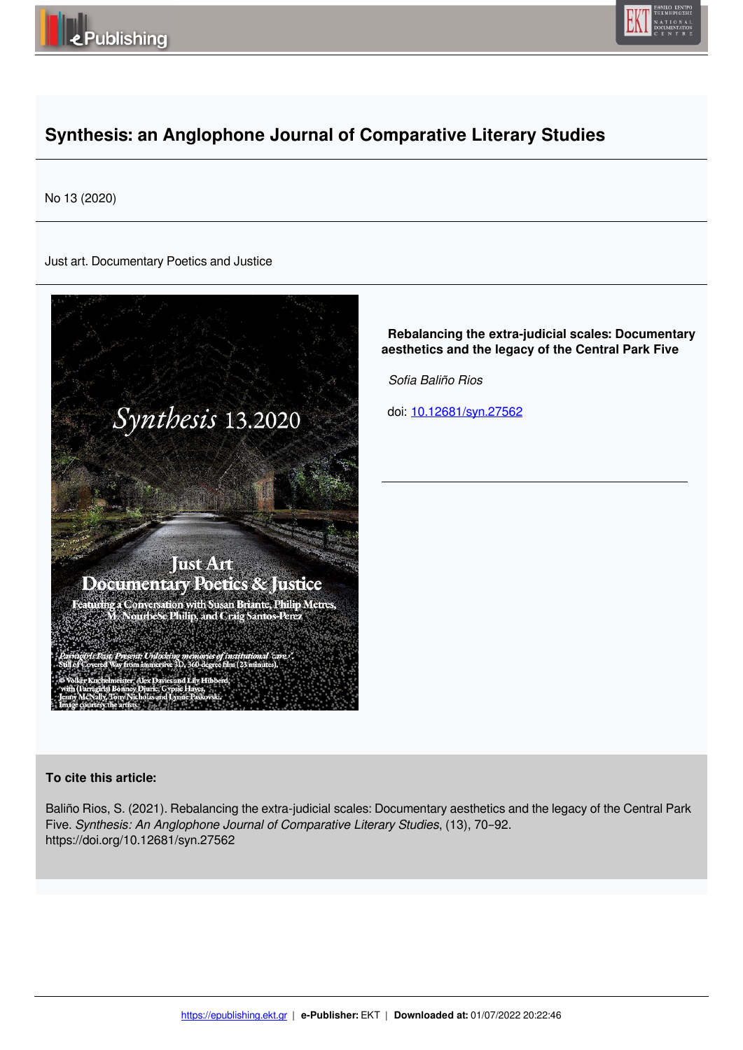# Synthesis: an Anglophone Journal of Comparative Literary Studies

No 13 (2020)

Just art. Documentary Poetics and Justice

**Rebalancing the extra-judicial scales: Documentary aesthetics and the legacy of the Central Park Five**

*Sofia Baliño Rios*

doi: [10.12681/syn.27562](https://doi.org/10.12681/syn.27562)

**To cite this article:**

Baliño Rios, S. (2021). Rebalancing the extra-judicial scales: Documentary aesthetics and the legacy of the Central Park Five. *Synthesis: An Anglophone Journal of Comparative Literary Studies*, (13), 70–92. https://doi.org/10.12681/syn.27562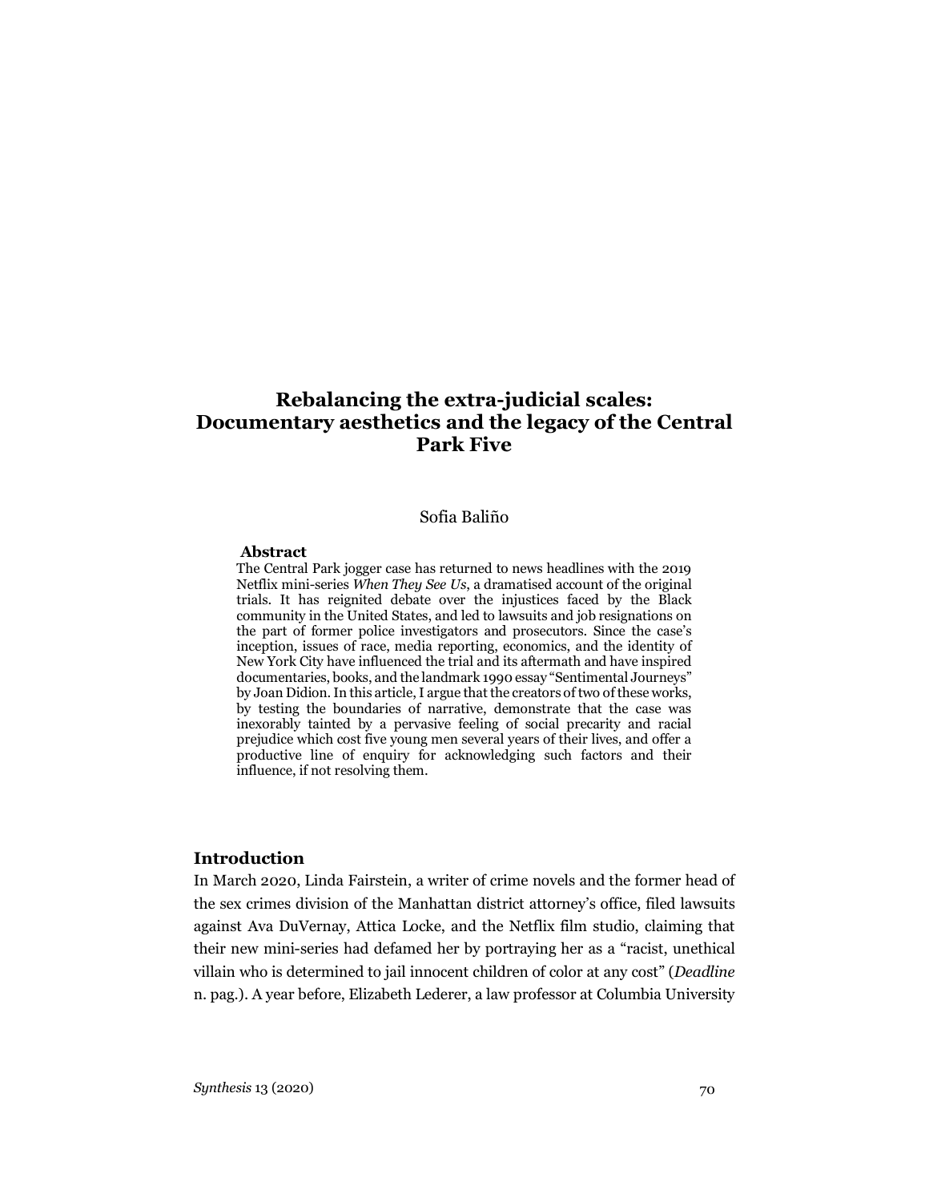# Rebalancing the extra-judicial scales: Documentary aesthetics and the legacy of the Central Park Five

Sofia Baliño

**Abstract**

The Central Park jogger case has returned to news headlines with the 2019 Netflix mini-series *When They See Us*, a dramatised account of the original trials. It has reignited debate over the injustices faced by the Black community in the United States, and led to lawsuits and job resignations on the part of former police investigators and prosecutors. Since the case's inception, issues of race, media reporting, economics, and the identity of New York City have influenced the trial and its aftermath and have inspired documentaries, books, and the landmark 1990 essay "Sentimental Journeys" by Joan Didion. In this article, I argue that the creators of two of these works, by testing the boundaries of narrative, demonstrate that the case was inexorably tainted by a pervasive feeling of social precarity and racial prejudice which cost five young men several years of their lives, and offer a productive line of enquiry for acknowledging such factors and their influence, if not resolving them.

## Introduction

In March 2020, Linda Fairstein, a writer of crime novels and the former head of the sex crimes division of the Manhattan district attorney's office, filed lawsuits against Ava DuVernay, Attica Locke, and the Netflix film studio, claiming that their new mini-series had defamed her by portraying her as a "racist, unethical villain who is determined to jail innocent children of color at any cost" (*Deadline* n. pag.). A year before, Elizabeth Lederer, a law professor at Columbia University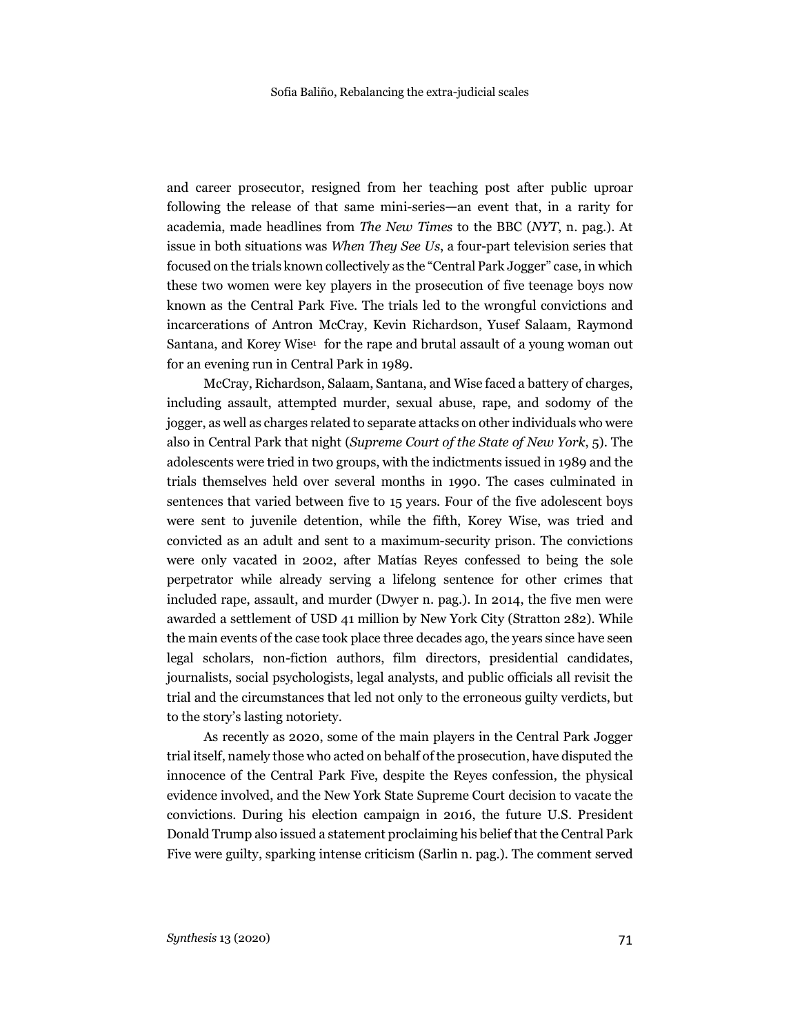and career prosecutor, resigned from her teaching post after public uproar following the release of that same mini-series—an event that, in a rarity for academia, made headlines from *The New Times* to the BBC (*NYT*, n. pag.). At issue in both situations was *When They See Us*, a four-part television series that focused on the trials known collectively as the "Central Park Jogger" case, in which these two women were key players in the prosecution of five teenage boys now known as the Central Park Five. The trials led to the wrongful convictions and incarcerations of Antron McCray, Kevin Richardson, Yusef Salaam, Raymond Santana, and Korey Wise[1] for the rape and brutal assault of a young woman out for an evening run in Central Park in 1989.

McCray, Richardson, Salaam, Santana, and Wise faced a battery of charges, including assault, attempted murder, sexual abuse, rape, and sodomy of the jogger, as well as charges related to separate attacks on other individuals who were also in Central Park that night (*Supreme Court of the State of New York*, 5). The adolescents were tried in two groups, with the indictments issued in 1989 and the trials themselves held over several months in 1990. The cases culminated in sentences that varied between five to 15 years. Four of the five adolescent boys were sent to juvenile detention, while the fifth, Korey Wise, was tried and convicted as an adult and sent to a maximum-security prison. The convictions were only vacated in 2002, after Matías Reyes confessed to being the sole perpetrator while already serving a lifelong sentence for other crimes that included rape, assault, and murder (Dwyer n. pag.). In 2014, the five men were awarded a settlement of USD 41 million by New York City (Stratton 282). While the main events of the case took place three decades ago, the years since have seen legal scholars, non-fiction authors, film directors, presidential candidates, journalists, social psychologists, legal analysts, and public officials all revisit the trial and the circumstances that led not only to the erroneous guilty verdicts, but to the story's lasting notoriety.

As recently as 2020, some of the main players in the Central Park Jogger trial itself, namely those who acted on behalf of the prosecution, have disputed the innocence of the Central Park Five, despite the Reyes confession, the physical evidence involved, and the New York State Supreme Court decision to vacate the convictions. During his election campaign in 2016, the future U.S. President Donald Trump also issued a statement proclaiming his belief that the Central Park Five were guilty, sparking intense criticism (Sarlin n. pag.). The comment served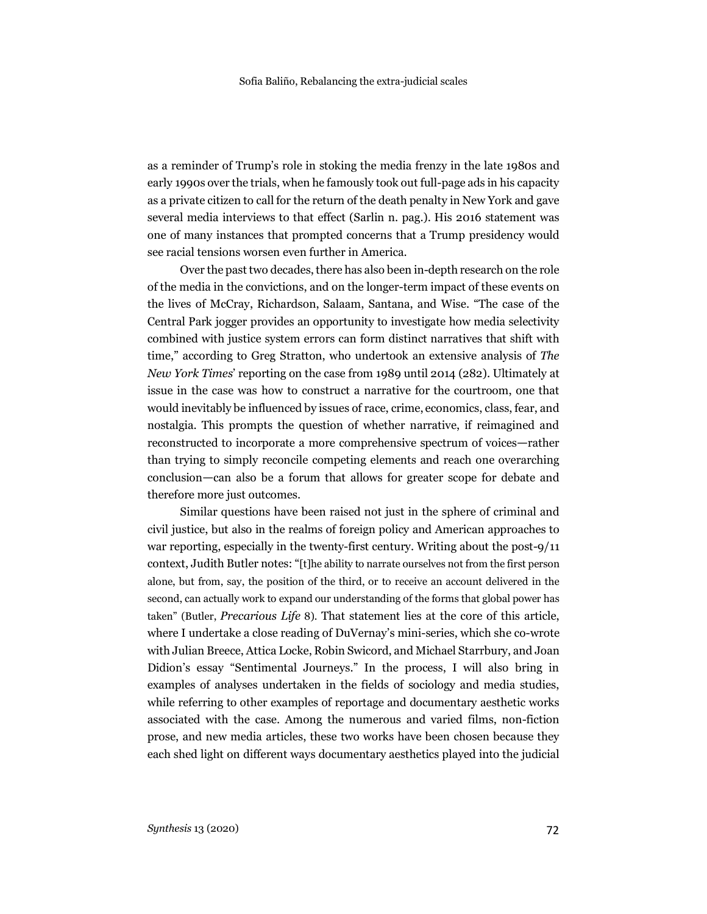as a reminder of Trump's role in stoking the media frenzy in the late 1980s and early 1990s over the trials, when he famously took out full-page ads in his capacity as a private citizen to call for the return of the death penalty in New York and gave several media interviews to that effect (Sarlin n. pag.). His 2016 statement was one of many instances that prompted concerns that a Trump presidency would see racial tensions worsen even further in America.

Over the past two decades, there has also been in-depth research on the role of the media in the convictions, and on the longer-term impact of these events on the lives of McCray, Richardson, Salaam, Santana, and Wise. "The case of the Central Park jogger provides an opportunity to investigate how media selectivity combined with justice system errors can form distinct narratives that shift with time," according to Greg Stratton, who undertook an extensive analysis of *The New York Times*' reporting on the case from 1989 until 2014 (282). Ultimately at issue in the case was how to construct a narrative for the courtroom, one that would inevitably be influenced by issues of race, crime, economics, class, fear, and nostalgia. This prompts the question of whether narrative, if reimagined and reconstructed to incorporate a more comprehensive spectrum of voices—rather than trying to simply reconcile competing elements and reach one overarching conclusion—can also be a forum that allows for greater scope for debate and therefore more just outcomes.

Similar questions have been raised not just in the sphere of criminal and civil justice, but also in the realms of foreign policy and American approaches to war reporting, especially in the twenty-first century. Writing about the post-9/11 context, Judith Butler notes: "[t]he ability to narrate ourselves not from the first person alone, but from, say, the position of the third, or to receive an account delivered in the second, can actually work to expand our understanding of the forms that global power has taken" (Butler, *Precarious Life* 8). That statement lies at the core of this article, where I undertake a close reading of DuVernay's mini-series, which she co-wrote with Julian Breece, Attica Locke, Robin Swicord, and Michael Starrbury, and Joan Didion's essay "Sentimental Journeys." In the process, I will also bring in examples of analyses undertaken in the fields of sociology and media studies, while referring to other examples of reportage and documentary aesthetic works associated with the case. Among the numerous and varied films, non-fiction prose, and new media articles, these two works have been chosen because they each shed light on different ways documentary aesthetics played into the judicial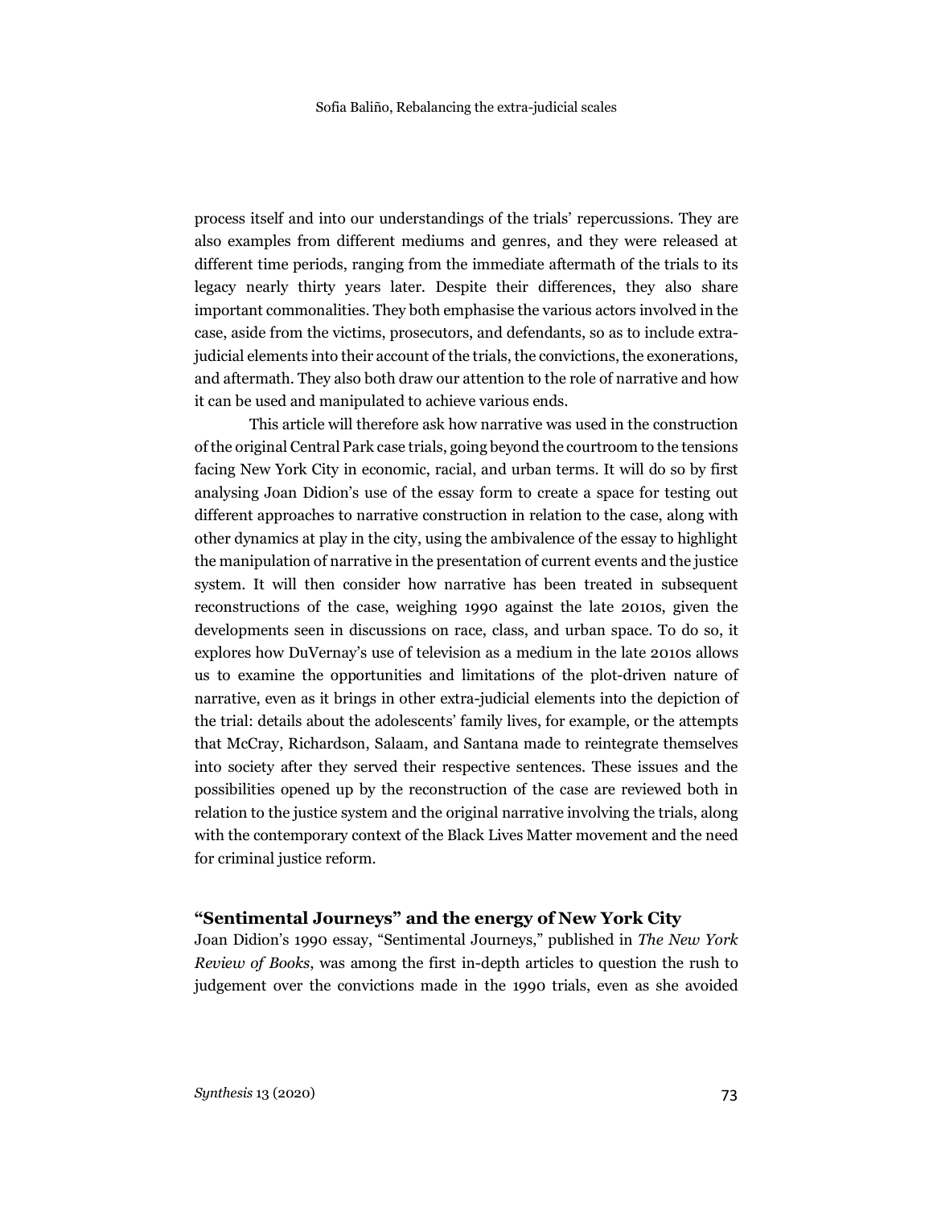process itself and into our understandings of the trials' repercussions. They are also examples from different mediums and genres, and they were released at different time periods, ranging from the immediate aftermath of the trials to its legacy nearly thirty years later. Despite their differences, they also share important commonalities. They both emphasise the various actors involved in the case, aside from the victims, prosecutors, and defendants, so as to include extra-judicial elements into their account of the trials, the convictions, the exonerations, and aftermath. They also both draw our attention to the role of narrative and how it can be used and manipulated to achieve various ends.

This article will therefore ask how narrative was used in the construction of the original Central Park case trials, going beyond the courtroom to the tensions facing New York City in economic, racial, and urban terms. It will do so by first analysing Joan Didion's use of the essay form to create a space for testing out different approaches to narrative construction in relation to the case, along with other dynamics at play in the city, using the ambivalence of the essay to highlight the manipulation of narrative in the presentation of current events and the justice system. It will then consider how narrative has been treated in subsequent reconstructions of the case, weighing 1990 against the late 2010s, given the developments seen in discussions on race, class, and urban space. To do so, it explores how DuVernay's use of television as a medium in the late 2010s allows us to examine the opportunities and limitations of the plot-driven nature of narrative, even as it brings in other extra-judicial elements into the depiction of the trial: details about the adolescents' family lives, for example, or the attempts that McCray, Richardson, Salaam, and Santana made to reintegrate themselves into society after they served their respective sentences. These issues and the possibilities opened up by the reconstruction of the case are reviewed both in relation to the justice system and the original narrative involving the trials, along with the contemporary context of the Black Lives Matter movement and the need for criminal justice reform.

## "Sentimental Journeys" and the energy of New York City

Joan Didion's 1990 essay, "Sentimental Journeys," published in *The New York Review of Books*, was among the first in-depth articles to question the rush to judgement over the convictions made in the 1990 trials, even as she avoided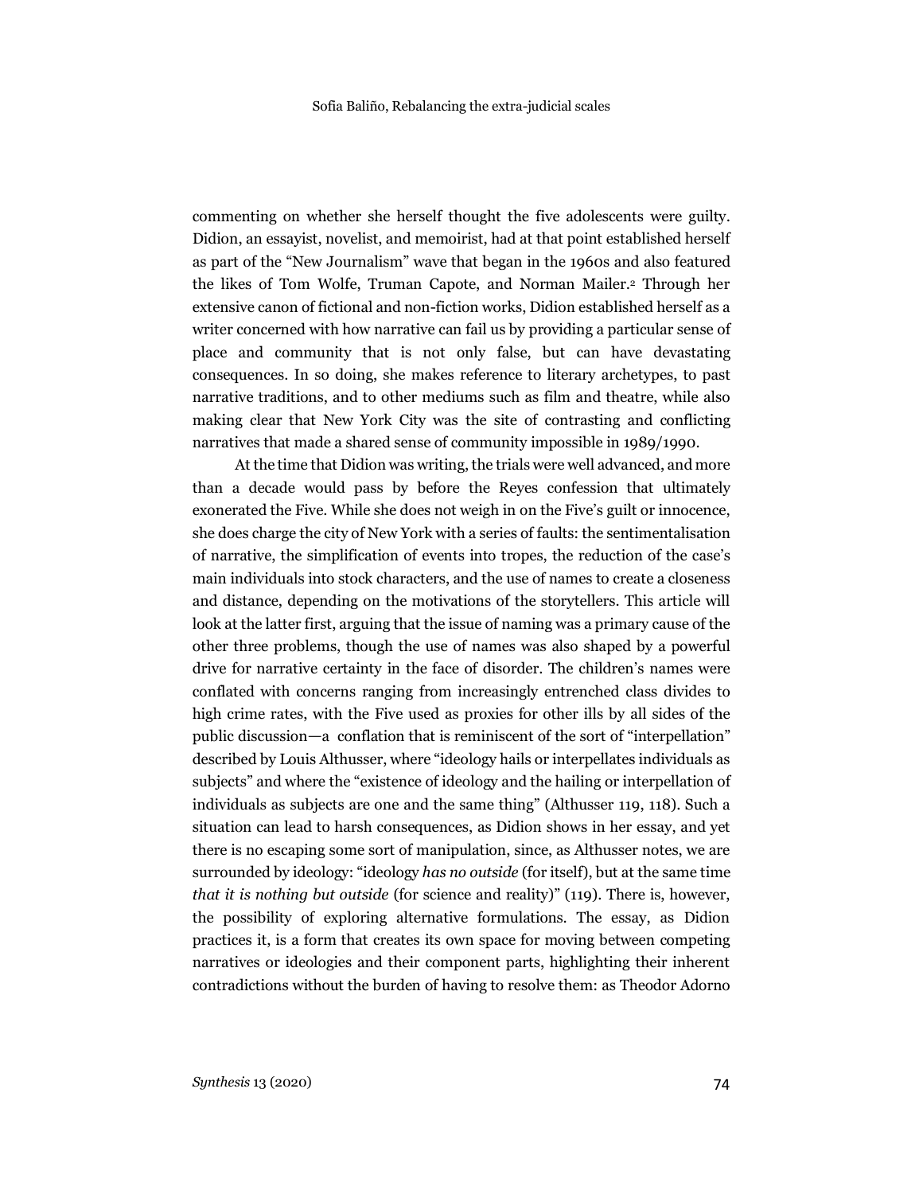commenting on whether she herself thought the five adolescents were guilty. Didion, an essayist, novelist, and memoirist, had at that point established herself as part of the "New Journalism" wave that began in the 1960s and also featured the likes of Tom Wolfe, Truman Capote, and Norman Mailer.[2] Through her extensive canon of fictional and non-fiction works, Didion established herself as a writer concerned with how narrative can fail us by providing a particular sense of place and community that is not only false, but can have devastating consequences. In so doing, she makes reference to literary archetypes, to past narrative traditions, and to other mediums such as film and theatre, while also making clear that New York City was the site of contrasting and conflicting narratives that made a shared sense of community impossible in 1989/1990.

At the time that Didion was writing, the trials were well advanced, and more than a decade would pass by before the Reyes confession that ultimately exonerated the Five. While she does not weigh in on the Five's guilt or innocence, she does charge the city of New York with a series of faults: the sentimentalisation of narrative, the simplification of events into tropes, the reduction of the case's main individuals into stock characters, and the use of names to create a closeness and distance, depending on the motivations of the storytellers. This article will look at the latter first, arguing that the issue of naming was a primary cause of the other three problems, though the use of names was also shaped by a powerful drive for narrative certainty in the face of disorder. The children's names were conflated with concerns ranging from increasingly entrenched class divides to high crime rates, with the Five used as proxies for other ills by all sides of the public discussion—a conflation that is reminiscent of the sort of "interpellation" described by Louis Althusser, where "ideology hails or interpellates individuals as subjects" and where the "existence of ideology and the hailing or interpellation of individuals as subjects are one and the same thing" (Althusser 119, 118). Such a situation can lead to harsh consequences, as Didion shows in her essay, and yet there is no escaping some sort of manipulation, since, as Althusser notes, we are surrounded by ideology: "ideology *has no outside* (for itself), but at the same time *that it is nothing but outside* (for science and reality)" (119). There is, however, the possibility of exploring alternative formulations. The essay, as Didion practices it, is a form that creates its own space for moving between competing narratives or ideologies and their component parts, highlighting their inherent contradictions without the burden of having to resolve them: as Theodor Adorno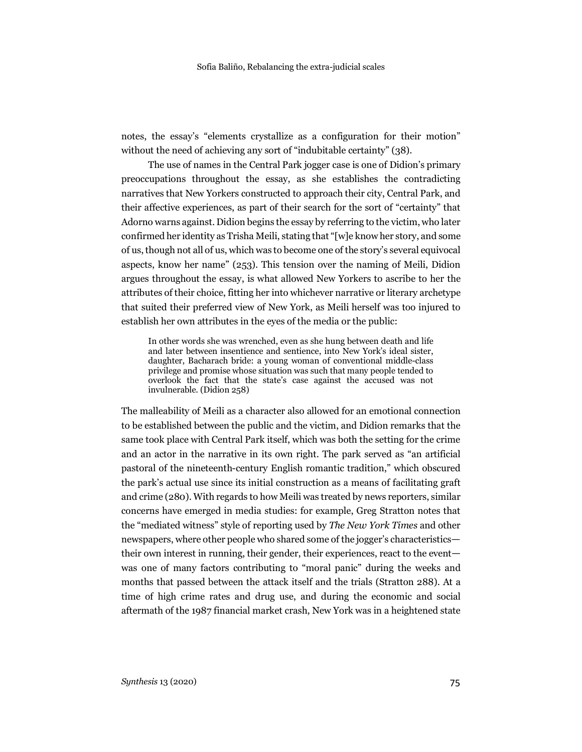notes, the essay's "elements crystallize as a configuration for their motion" without the need of achieving any sort of "indubitable certainty" (38).

The use of names in the Central Park jogger case is one of Didion's primary preoccupations throughout the essay, as she establishes the contradicting narratives that New Yorkers constructed to approach their city, Central Park, and their affective experiences, as part of their search for the sort of "certainty" that Adorno warns against. Didion begins the essay by referring to the victim, who later confirmed her identity as Trisha Meili, stating that "[w]e know her story, and some of us, though not all of us, which was to become one of the story's several equivocal aspects, know her name" (253). This tension over the naming of Meili, Didion argues throughout the essay, is what allowed New Yorkers to ascribe to her the attributes of their choice, fitting her into whichever narrative or literary archetype that suited their preferred view of New York, as Meili herself was too injured to establish her own attributes in the eyes of the media or the public:

> In other words she was wrenched, even as she hung between death and life and later between insentience and sentience, into New York's ideal sister, daughter, Bacharach bride: a young woman of conventional middle-class privilege and promise whose situation was such that many people tended to overlook the fact that the state's case against the accused was not invulnerable. (Didion 258)

The malleability of Meili as a character also allowed for an emotional connection to be established between the public and the victim, and Didion remarks that the same took place with Central Park itself, which was both the setting for the crime and an actor in the narrative in its own right. The park served as "an artificial pastoral of the nineteenth-century English romantic tradition," which obscured the park's actual use since its initial construction as a means of facilitating graft and crime (280). With regards to how Meili was treated by news reporters, similar concerns have emerged in media studies: for example, Greg Stratton notes that the "mediated witness" style of reporting used by *The New York Times* and other newspapers, where other people who shared some of the jogger's characteristics—their own interest in running, their gender, their experiences, react to the event—was one of many factors contributing to "moral panic" during the weeks and months that passed between the attack itself and the trials (Stratton 288). At a time of high crime rates and drug use, and during the economic and social aftermath of the 1987 financial market crash, New York was in a heightened state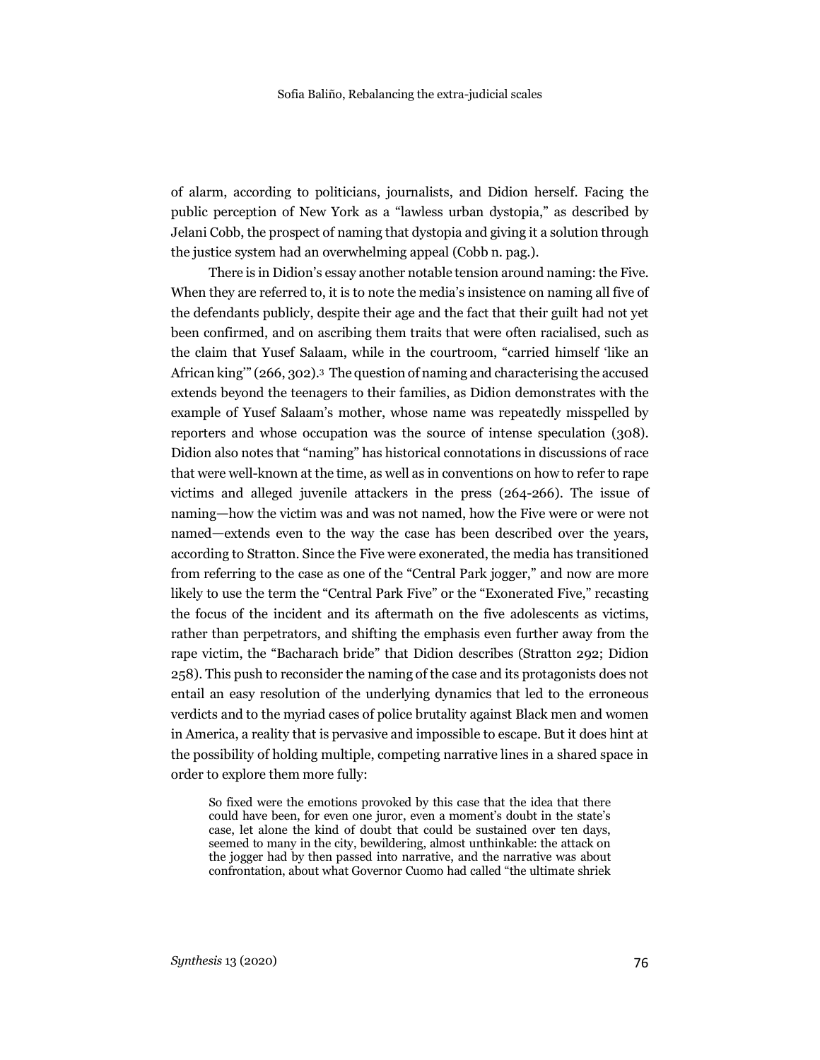of alarm, according to politicians, journalists, and Didion herself. Facing the public perception of New York as a "lawless urban dystopia," as described by Jelani Cobb, the prospect of naming that dystopia and giving it a solution through the justice system had an overwhelming appeal (Cobb n. pag.).

There is in Didion's essay another notable tension around naming: the Five. When they are referred to, it is to note the media's insistence on naming all five of the defendants publicly, despite their age and the fact that their guilt had not yet been confirmed, and on ascribing them traits that were often racialised, such as the claim that Yusef Salaam, while in the courtroom, "carried himself 'like an African king'" (266, 302).[3] The question of naming and characterising the accused extends beyond the teenagers to their families, as Didion demonstrates with the example of Yusef Salaam's mother, whose name was repeatedly misspelled by reporters and whose occupation was the source of intense speculation (308). Didion also notes that "naming" has historical connotations in discussions of race that were well-known at the time, as well as in conventions on how to refer to rape victims and alleged juvenile attackers in the press (264-266). The issue of naming—how the victim was and was not named, how the Five were or were not named—extends even to the way the case has been described over the years, according to Stratton. Since the Five were exonerated, the media has transitioned from referring to the case as one of the "Central Park jogger," and now are more likely to use the term the "Central Park Five" or the "Exonerated Five," recasting the focus of the incident and its aftermath on the five adolescents as victims, rather than perpetrators, and shifting the emphasis even further away from the rape victim, the "Bacharach bride" that Didion describes (Stratton 292; Didion 258). This push to reconsider the naming of the case and its protagonists does not entail an easy resolution of the underlying dynamics that led to the erroneous verdicts and to the myriad cases of police brutality against Black men and women in America, a reality that is pervasive and impossible to escape. But it does hint at the possibility of holding multiple, competing narrative lines in a shared space in order to explore them more fully:

> So fixed were the emotions provoked by this case that the idea that there could have been, for even one juror, even a moment's doubt in the state's case, let alone the kind of doubt that could be sustained over ten days, seemed to many in the city, bewildering, almost unthinkable: the attack on the jogger had by then passed into narrative, and the narrative was about confrontation, about what Governor Cuomo had called "the ultimate shriek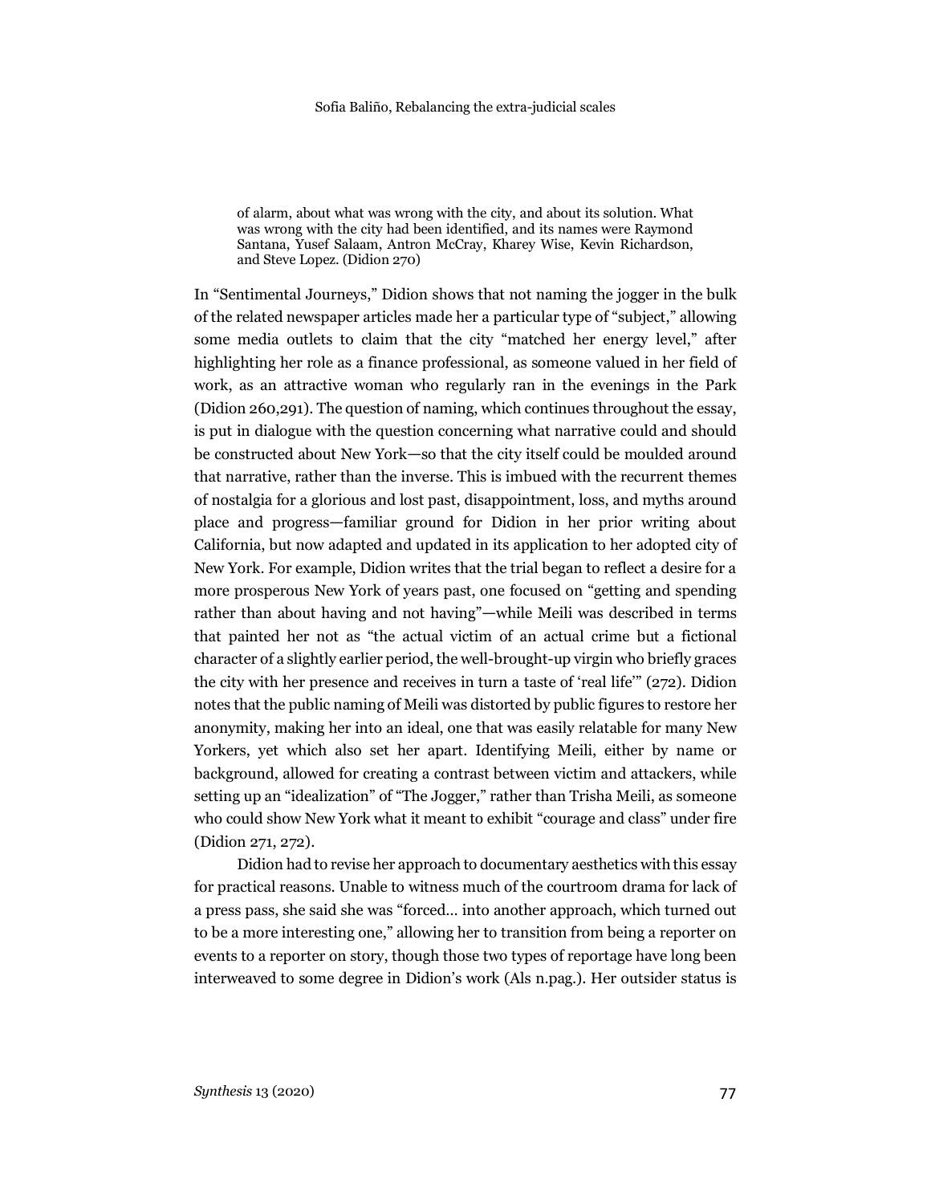> of alarm, about what was wrong with the city, and about its solution. What was wrong with the city had been identified, and its names were Raymond Santana, Yusef Salaam, Antron McCray, Kharey Wise, Kevin Richardson, and Steve Lopez. (Didion 270)

In "Sentimental Journeys," Didion shows that not naming the jogger in the bulk of the related newspaper articles made her a particular type of "subject," allowing some media outlets to claim that the city "matched her energy level," after highlighting her role as a finance professional, as someone valued in her field of work, as an attractive woman who regularly ran in the evenings in the Park (Didion 260,291). The question of naming, which continues throughout the essay, is put in dialogue with the question concerning what narrative could and should be constructed about New York—so that the city itself could be moulded around that narrative, rather than the inverse. This is imbued with the recurrent themes of nostalgia for a glorious and lost past, disappointment, loss, and myths around place and progress—familiar ground for Didion in her prior writing about California, but now adapted and updated in its application to her adopted city of New York. For example, Didion writes that the trial began to reflect a desire for a more prosperous New York of years past, one focused on "getting and spending rather than about having and not having"—while Meili was described in terms that painted her not as "the actual victim of an actual crime but a fictional character of a slightly earlier period, the well-brought-up virgin who briefly graces the city with her presence and receives in turn a taste of 'real life'" (272). Didion notes that the public naming of Meili was distorted by public figures to restore her anonymity, making her into an ideal, one that was easily relatable for many New Yorkers, yet which also set her apart. Identifying Meili, either by name or background, allowed for creating a contrast between victim and attackers, while setting up an "idealization" of "The Jogger," rather than Trisha Meili, as someone who could show New York what it meant to exhibit "courage and class" under fire (Didion 271, 272).

Didion had to revise her approach to documentary aesthetics with this essay for practical reasons. Unable to witness much of the courtroom drama for lack of a press pass, she said she was "forced… into another approach, which turned out to be a more interesting one," allowing her to transition from being a reporter on events to a reporter on story, though those two types of reportage have long been interweaved to some degree in Didion's work (Als n.pag.). Her outsider status is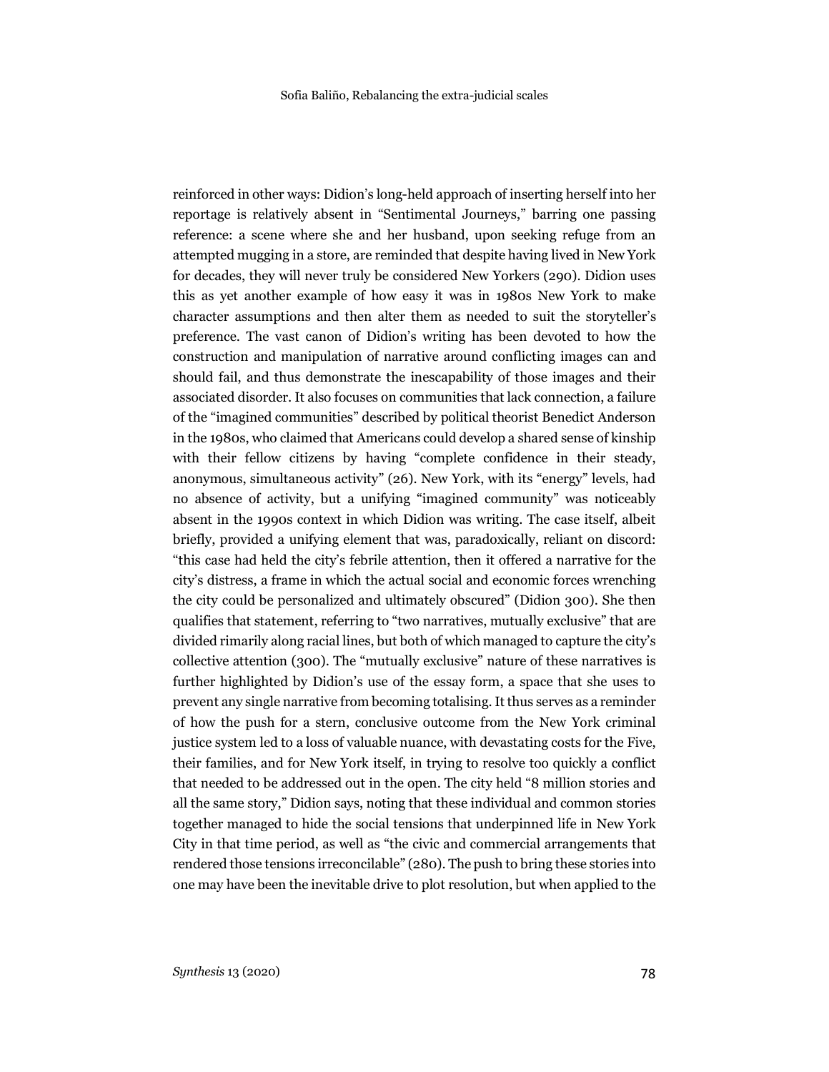reinforced in other ways: Didion's long-held approach of inserting herself into her reportage is relatively absent in "Sentimental Journeys," barring one passing reference: a scene where she and her husband, upon seeking refuge from an attempted mugging in a store, are reminded that despite having lived in New York for decades, they will never truly be considered New Yorkers (290). Didion uses this as yet another example of how easy it was in 1980s New York to make character assumptions and then alter them as needed to suit the storyteller's preference. The vast canon of Didion's writing has been devoted to how the construction and manipulation of narrative around conflicting images can and should fail, and thus demonstrate the inescapability of those images and their associated disorder. It also focuses on communities that lack connection, a failure of the "imagined communities" described by political theorist Benedict Anderson in the 1980s, who claimed that Americans could develop a shared sense of kinship with their fellow citizens by having "complete confidence in their steady, anonymous, simultaneous activity" (26). New York, with its "energy" levels, had no absence of activity, but a unifying "imagined community" was noticeably absent in the 1990s context in which Didion was writing. The case itself, albeit briefly, provided a unifying element that was, paradoxically, reliant on discord: "this case had held the city's febrile attention, then it offered a narrative for the city's distress, a frame in which the actual social and economic forces wrenching the city could be personalized and ultimately obscured" (Didion 300). She then qualifies that statement, referring to "two narratives, mutually exclusive" that are divided rimarily along racial lines, but both of which managed to capture the city's collective attention (300). The "mutually exclusive" nature of these narratives is further highlighted by Didion's use of the essay form, a space that she uses to prevent any single narrative from becoming totalising. It thus serves as a reminder of how the push for a stern, conclusive outcome from the New York criminal justice system led to a loss of valuable nuance, with devastating costs for the Five, their families, and for New York itself, in trying to resolve too quickly a conflict that needed to be addressed out in the open. The city held "8 million stories and all the same story," Didion says, noting that these individual and common stories together managed to hide the social tensions that underpinned life in New York City in that time period, as well as "the civic and commercial arrangements that rendered those tensions irreconcilable" (280). The push to bring these stories into one may have been the inevitable drive to plot resolution, but when applied to the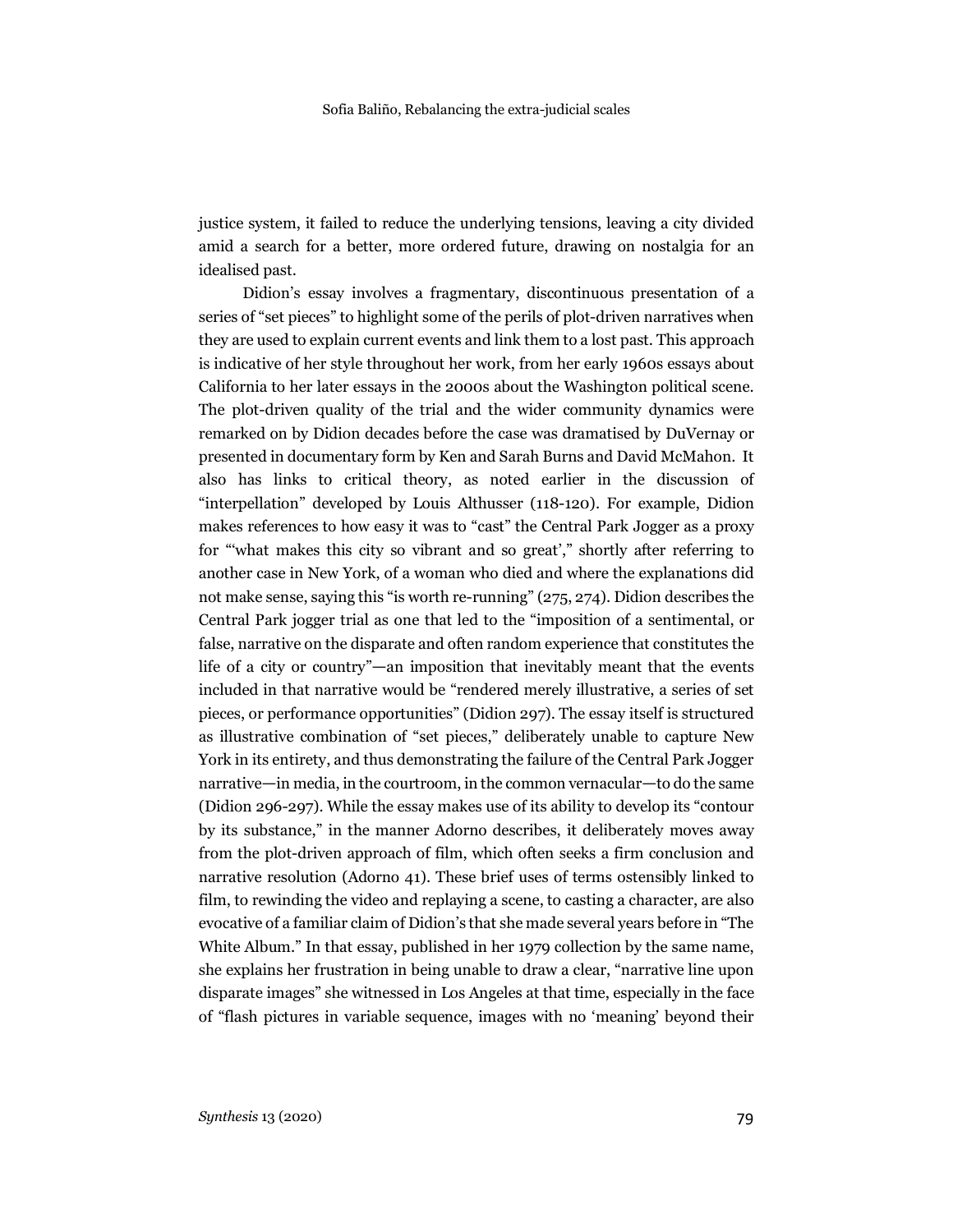justice system, it failed to reduce the underlying tensions, leaving a city divided amid a search for a better, more ordered future, drawing on nostalgia for an idealised past.

Didion's essay involves a fragmentary, discontinuous presentation of a series of "set pieces" to highlight some of the perils of plot-driven narratives when they are used to explain current events and link them to a lost past. This approach is indicative of her style throughout her work, from her early 1960s essays about California to her later essays in the 2000s about the Washington political scene. The plot-driven quality of the trial and the wider community dynamics were remarked on by Didion decades before the case was dramatised by DuVernay or presented in documentary form by Ken and Sarah Burns and David McMahon. It also has links to critical theory, as noted earlier in the discussion of "interpellation" developed by Louis Althusser (118-120). For example, Didion makes references to how easy it was to "cast" the Central Park Jogger as a proxy for "'what makes this city so vibrant and so great'," shortly after referring to another case in New York, of a woman who died and where the explanations did not make sense, saying this "is worth re-running" (275, 274). Didion describes the Central Park jogger trial as one that led to the "imposition of a sentimental, or false, narrative on the disparate and often random experience that constitutes the life of a city or country"—an imposition that inevitably meant that the events included in that narrative would be "rendered merely illustrative, a series of set pieces, or performance opportunities" (Didion 297). The essay itself is structured as illustrative combination of "set pieces," deliberately unable to capture New York in its entirety, and thus demonstrating the failure of the Central Park Jogger narrative—in media, in the courtroom, in the common vernacular—to do the same (Didion 296-297). While the essay makes use of its ability to develop its "contour by its substance," in the manner Adorno describes, it deliberately moves away from the plot-driven approach of film, which often seeks a firm conclusion and narrative resolution (Adorno 41). These brief uses of terms ostensibly linked to film, to rewinding the video and replaying a scene, to casting a character, are also evocative of a familiar claim of Didion's that she made several years before in "The White Album." In that essay, published in her 1979 collection by the same name, she explains her frustration in being unable to draw a clear, "narrative line upon disparate images" she witnessed in Los Angeles at that time, especially in the face of "flash pictures in variable sequence, images with no 'meaning' beyond their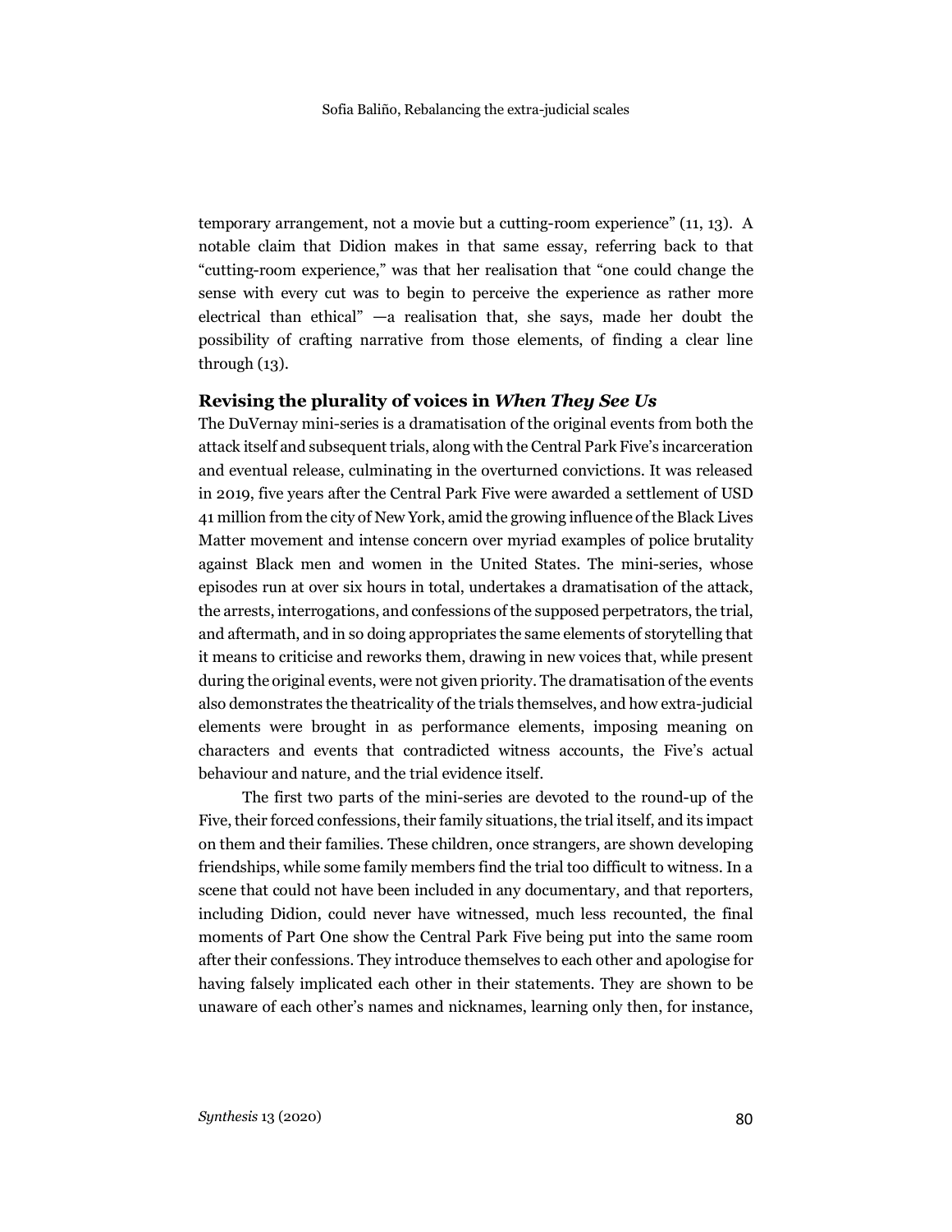temporary arrangement, not a movie but a cutting-room experience" (11, 13). A notable claim that Didion makes in that same essay, referring back to that "cutting-room experience," was that her realisation that "one could change the sense with every cut was to begin to perceive the experience as rather more electrical than ethical" —a realisation that, she says, made her doubt the possibility of crafting narrative from those elements, of finding a clear line through (13).

## Revising the plurality of voices in *When They See Us*

The DuVernay mini-series is a dramatisation of the original events from both the attack itself and subsequent trials, along with the Central Park Five's incarceration and eventual release, culminating in the overturned convictions. It was released in 2019, five years after the Central Park Five were awarded a settlement of USD 41 million from the city of New York, amid the growing influence of the Black Lives Matter movement and intense concern over myriad examples of police brutality against Black men and women in the United States. The mini-series, whose episodes run at over six hours in total, undertakes a dramatisation of the attack, the arrests, interrogations, and confessions of the supposed perpetrators, the trial, and aftermath, and in so doing appropriates the same elements of storytelling that it means to criticise and reworks them, drawing in new voices that, while present during the original events, were not given priority. The dramatisation of the events also demonstrates the theatricality of the trials themselves, and how extra-judicial elements were brought in as performance elements, imposing meaning on characters and events that contradicted witness accounts, the Five's actual behaviour and nature, and the trial evidence itself.

The first two parts of the mini-series are devoted to the round-up of the Five, their forced confessions, their family situations, the trial itself, and its impact on them and their families. These children, once strangers, are shown developing friendships, while some family members find the trial too difficult to witness. In a scene that could not have been included in any documentary, and that reporters, including Didion, could never have witnessed, much less recounted, the final moments of Part One show the Central Park Five being put into the same room after their confessions. They introduce themselves to each other and apologise for having falsely implicated each other in their statements. They are shown to be unaware of each other's names and nicknames, learning only then, for instance,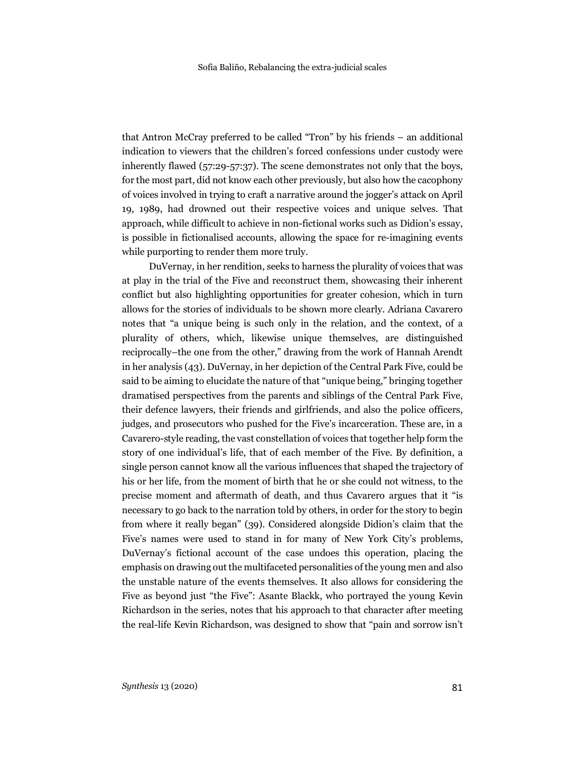that Antron McCray preferred to be called "Tron" by his friends – an additional indication to viewers that the children's forced confessions under custody were inherently flawed (57:29-57:37). The scene demonstrates not only that the boys, for the most part, did not know each other previously, but also how the cacophony of voices involved in trying to craft a narrative around the jogger's attack on April 19, 1989, had drowned out their respective voices and unique selves. That approach, while difficult to achieve in non-fictional works such as Didion's essay, is possible in fictionalised accounts, allowing the space for re-imagining events while purporting to render them more truly.

DuVernay, in her rendition, seeks to harness the plurality of voices that was at play in the trial of the Five and reconstruct them, showcasing their inherent conflict but also highlighting opportunities for greater cohesion, which in turn allows for the stories of individuals to be shown more clearly. Adriana Cavarero notes that "a unique being is such only in the relation, and the context, of a plurality of others, which, likewise unique themselves, are distinguished reciprocally–the one from the other," drawing from the work of Hannah Arendt in her analysis (43). DuVernay, in her depiction of the Central Park Five, could be said to be aiming to elucidate the nature of that "unique being," bringing together dramatised perspectives from the parents and siblings of the Central Park Five, their defence lawyers, their friends and girlfriends, and also the police officers, judges, and prosecutors who pushed for the Five's incarceration. These are, in a Cavarero-style reading, the vast constellation of voices that together help form the story of one individual's life, that of each member of the Five. By definition, a single person cannot know all the various influences that shaped the trajectory of his or her life, from the moment of birth that he or she could not witness, to the precise moment and aftermath of death, and thus Cavarero argues that it "is necessary to go back to the narration told by others, in order for the story to begin from where it really began" (39). Considered alongside Didion's claim that the Five's names were used to stand in for many of New York City's problems, DuVernay's fictional account of the case undoes this operation, placing the emphasis on drawing out the multifaceted personalities of the young men and also the unstable nature of the events themselves. It also allows for considering the Five as beyond just "the Five": Asante Blackk, who portrayed the young Kevin Richardson in the series, notes that his approach to that character after meeting the real-life Kevin Richardson, was designed to show that "pain and sorrow isn't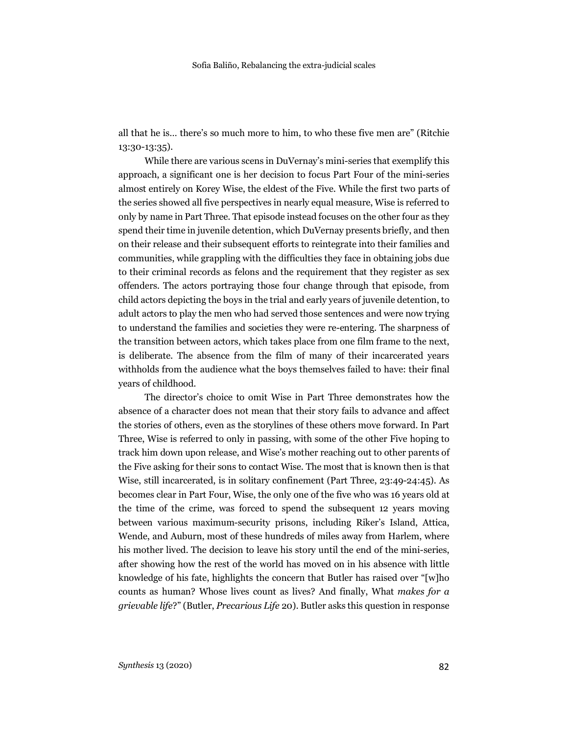all that he is… there's so much more to him, to who these five men are" (Ritchie 13:30-13:35).

While there are various scens in DuVernay's mini-series that exemplify this approach, a significant one is her decision to focus Part Four of the mini-series almost entirely on Korey Wise, the eldest of the Five. While the first two parts of the series showed all five perspectives in nearly equal measure, Wise is referred to only by name in Part Three. That episode instead focuses on the other four as they spend their time in juvenile detention, which DuVernay presents briefly, and then on their release and their subsequent efforts to reintegrate into their families and communities, while grappling with the difficulties they face in obtaining jobs due to their criminal records as felons and the requirement that they register as sex offenders. The actors portraying those four change through that episode, from child actors depicting the boys in the trial and early years of juvenile detention, to adult actors to play the men who had served those sentences and were now trying to understand the families and societies they were re-entering. The sharpness of the transition between actors, which takes place from one film frame to the next, is deliberate. The absence from the film of many of their incarcerated years withholds from the audience what the boys themselves failed to have: their final years of childhood.

The director's choice to omit Wise in Part Three demonstrates how the absence of a character does not mean that their story fails to advance and affect the stories of others, even as the storylines of these others move forward. In Part Three, Wise is referred to only in passing, with some of the other Five hoping to track him down upon release, and Wise's mother reaching out to other parents of the Five asking for their sons to contact Wise. The most that is known then is that Wise, still incarcerated, is in solitary confinement (Part Three, 23:49-24:45). As becomes clear in Part Four, Wise, the only one of the five who was 16 years old at the time of the crime, was forced to spend the subsequent 12 years moving between various maximum-security prisons, including Riker's Island, Attica, Wende, and Auburn, most of these hundreds of miles away from Harlem, where his mother lived. The decision to leave his story until the end of the mini-series, after showing how the rest of the world has moved on in his absence with little knowledge of his fate, highlights the concern that Butler has raised over "[w]ho counts as human? Whose lives count as lives? And finally, What *makes for a grievable life*?" (Butler, *Precarious Life* 20). Butler asks this question in response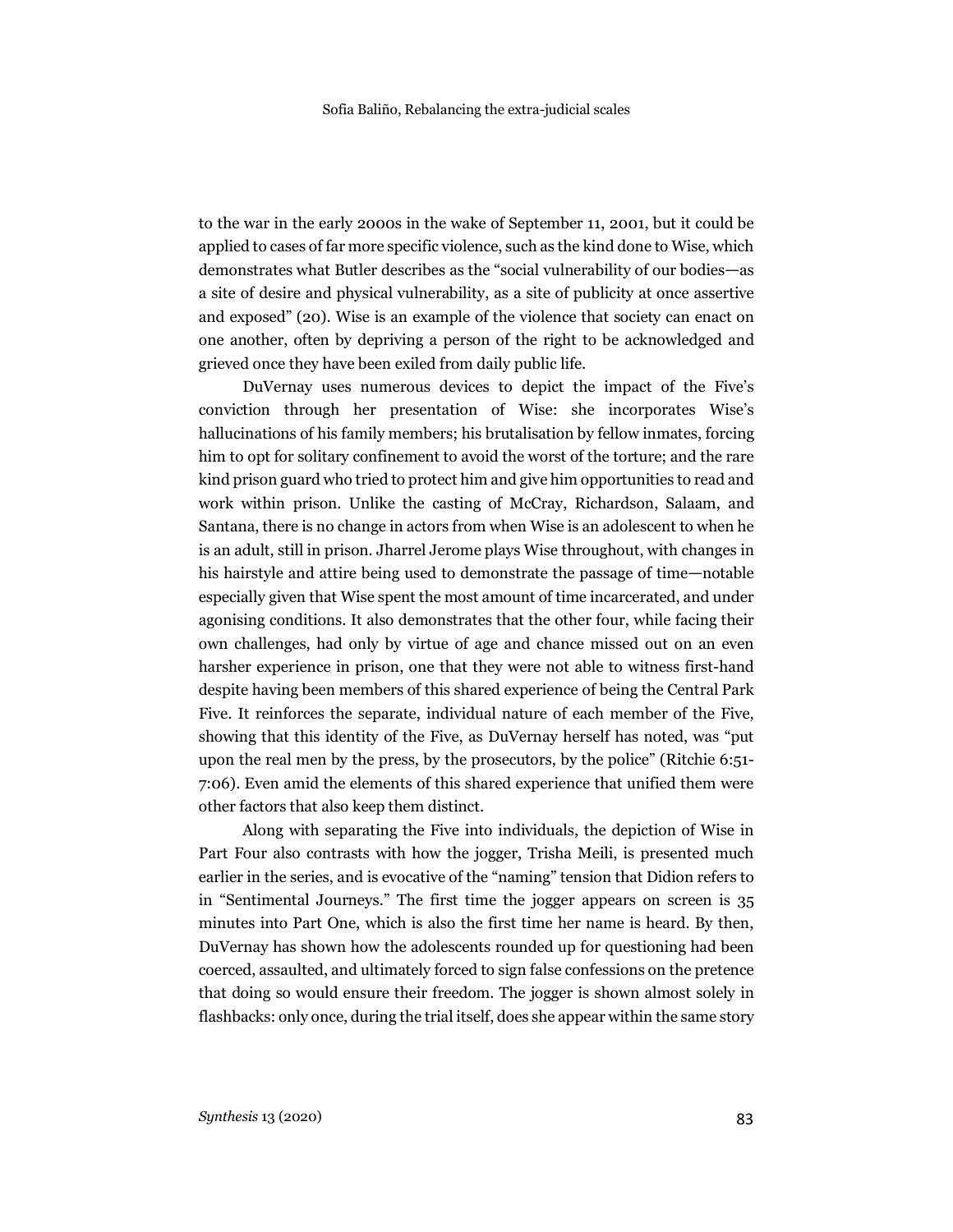to the war in the early 2000s in the wake of September 11, 2001, but it could be applied to cases of far more specific violence, such as the kind done to Wise, which demonstrates what Butler describes as the "social vulnerability of our bodies—as a site of desire and physical vulnerability, as a site of publicity at once assertive and exposed" (20). Wise is an example of the violence that society can enact on one another, often by depriving a person of the right to be acknowledged and grieved once they have been exiled from daily public life.

DuVernay uses numerous devices to depict the impact of the Five's conviction through her presentation of Wise: she incorporates Wise's hallucinations of his family members; his brutalisation by fellow inmates, forcing him to opt for solitary confinement to avoid the worst of the torture; and the rare kind prison guard who tried to protect him and give him opportunities to read and work within prison. Unlike the casting of McCray, Richardson, Salaam, and Santana, there is no change in actors from when Wise is an adolescent to when he is an adult, still in prison. Jharrel Jerome plays Wise throughout, with changes in his hairstyle and attire being used to demonstrate the passage of time—notable especially given that Wise spent the most amount of time incarcerated, and under agonising conditions. It also demonstrates that the other four, while facing their own challenges, had only by virtue of age and chance missed out on an even harsher experience in prison, one that they were not able to witness first-hand despite having been members of this shared experience of being the Central Park Five. It reinforces the separate, individual nature of each member of the Five, showing that this identity of the Five, as DuVernay herself has noted, was "put upon the real men by the press, by the prosecutors, by the police" (Ritchie 6:51-7:06). Even amid the elements of this shared experience that unified them were other factors that also keep them distinct.

Along with separating the Five into individuals, the depiction of Wise in Part Four also contrasts with how the jogger, Trisha Meili, is presented much earlier in the series, and is evocative of the "naming" tension that Didion refers to in "Sentimental Journeys." The first time the jogger appears on screen is 35 minutes into Part One, which is also the first time her name is heard. By then, DuVernay has shown how the adolescents rounded up for questioning had been coerced, assaulted, and ultimately forced to sign false confessions on the pretence that doing so would ensure their freedom. The jogger is shown almost solely in flashbacks: only once, during the trial itself, does she appear within the same story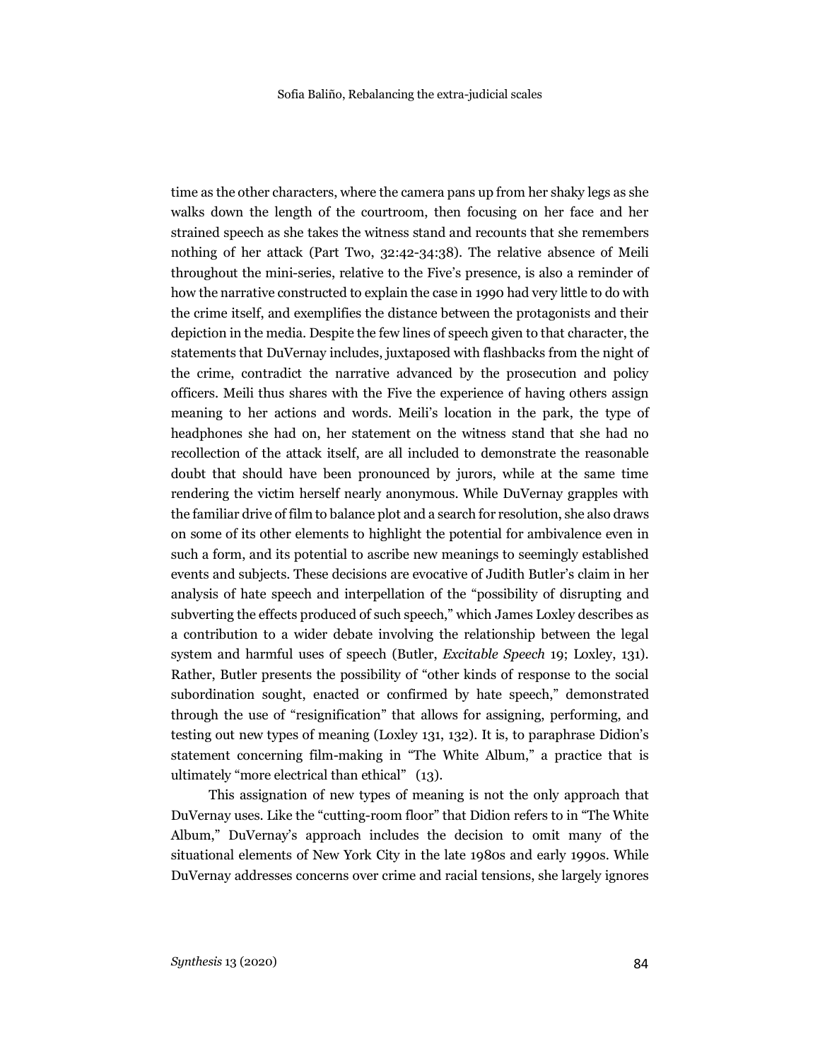time as the other characters, where the camera pans up from her shaky legs as she walks down the length of the courtroom, then focusing on her face and her strained speech as she takes the witness stand and recounts that she remembers nothing of her attack (Part Two, 32:42-34:38). The relative absence of Meili throughout the mini-series, relative to the Five's presence, is also a reminder of how the narrative constructed to explain the case in 1990 had very little to do with the crime itself, and exemplifies the distance between the protagonists and their depiction in the media. Despite the few lines of speech given to that character, the statements that DuVernay includes, juxtaposed with flashbacks from the night of the crime, contradict the narrative advanced by the prosecution and policy officers. Meili thus shares with the Five the experience of having others assign meaning to her actions and words. Meili's location in the park, the type of headphones she had on, her statement on the witness stand that she had no recollection of the attack itself, are all included to demonstrate the reasonable doubt that should have been pronounced by jurors, while at the same time rendering the victim herself nearly anonymous. While DuVernay grapples with the familiar drive of film to balance plot and a search for resolution, she also draws on some of its other elements to highlight the potential for ambivalence even in such a form, and its potential to ascribe new meanings to seemingly established events and subjects. These decisions are evocative of Judith Butler's claim in her analysis of hate speech and interpellation of the "possibility of disrupting and subverting the effects produced of such speech," which James Loxley describes as a contribution to a wider debate involving the relationship between the legal system and harmful uses of speech (Butler, *Excitable Speech* 19; Loxley, 131). Rather, Butler presents the possibility of "other kinds of response to the social subordination sought, enacted or confirmed by hate speech," demonstrated through the use of "resignification" that allows for assigning, performing, and testing out new types of meaning (Loxley 131, 132). It is, to paraphrase Didion's statement concerning film-making in "The White Album," a practice that is ultimately "more electrical than ethical" (13).

This assignation of new types of meaning is not the only approach that DuVernay uses. Like the "cutting-room floor" that Didion refers to in "The White Album," DuVernay's approach includes the decision to omit many of the situational elements of New York City in the late 1980s and early 1990s. While DuVernay addresses concerns over crime and racial tensions, she largely ignores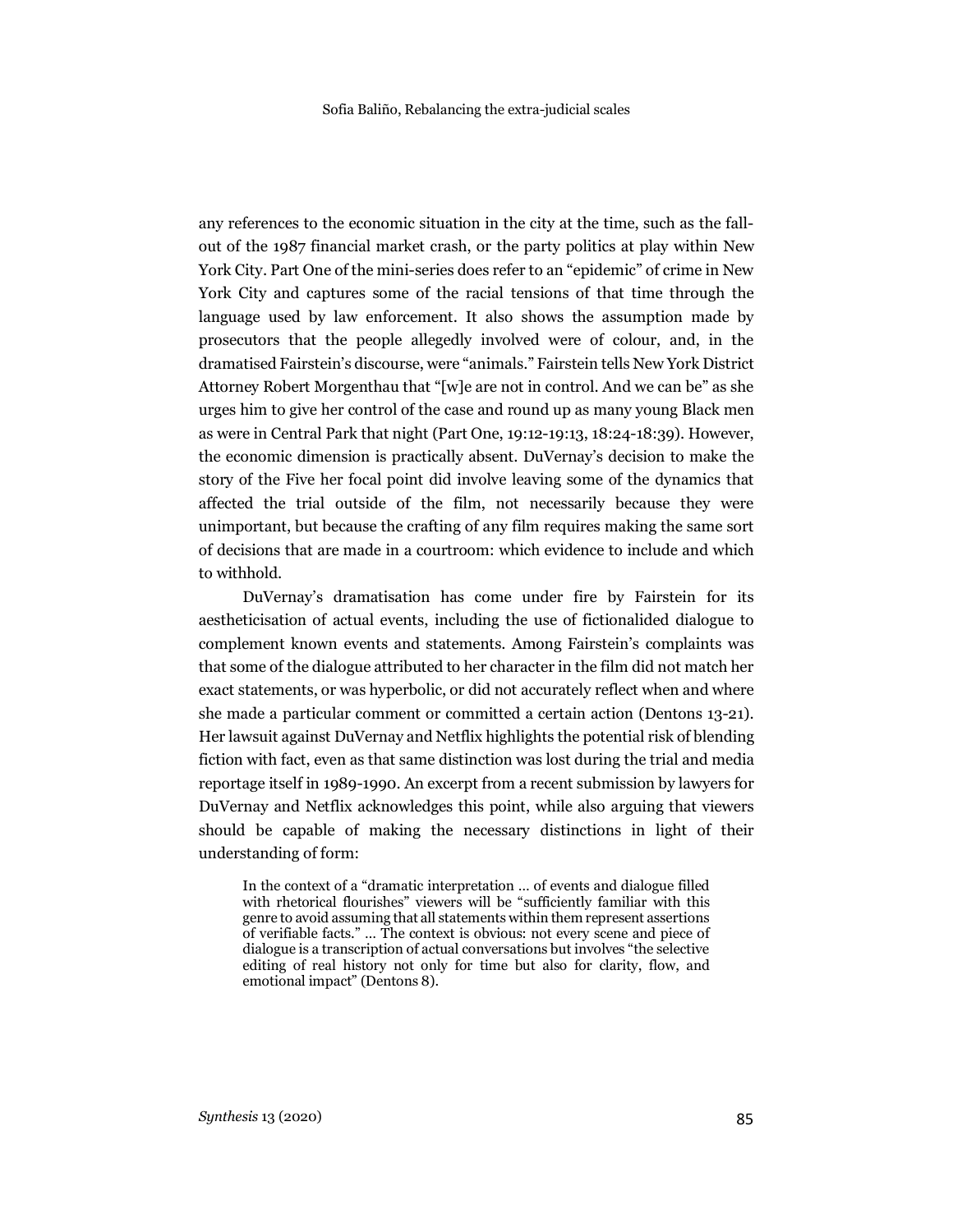any references to the economic situation in the city at the time, such as the fall-out of the 1987 financial market crash, or the party politics at play within New York City. Part One of the mini-series does refer to an "epidemic" of crime in New York City and captures some of the racial tensions of that time through the language used by law enforcement. It also shows the assumption made by prosecutors that the people allegedly involved were of colour, and, in the dramatised Fairstein's discourse, were "animals." Fairstein tells New York District Attorney Robert Morgenthau that "[w]e are not in control. And we can be" as she urges him to give her control of the case and round up as many young Black men as were in Central Park that night (Part One, 19:12-19:13, 18:24-18:39). However, the economic dimension is practically absent. DuVernay's decision to make the story of the Five her focal point did involve leaving some of the dynamics that affected the trial outside of the film, not necessarily because they were unimportant, but because the crafting of any film requires making the same sort of decisions that are made in a courtroom: which evidence to include and which to withhold.

DuVernay's dramatisation has come under fire by Fairstein for its aestheticisation of actual events, including the use of fictionalided dialogue to complement known events and statements. Among Fairstein's complaints was that some of the dialogue attributed to her character in the film did not match her exact statements, or was hyperbolic, or did not accurately reflect when and where she made a particular comment or committed a certain action (Dentons 13-21). Her lawsuit against DuVernay and Netflix highlights the potential risk of blending fiction with fact, even as that same distinction was lost during the trial and media reportage itself in 1989-1990. An excerpt from a recent submission by lawyers for DuVernay and Netflix acknowledges this point, while also arguing that viewers should be capable of making the necessary distinctions in light of their understanding of form:

> In the context of a "dramatic interpretation … of events and dialogue filled with rhetorical flourishes" viewers will be "sufficiently familiar with this genre to avoid assuming that all statements within them represent assertions of verifiable facts." … The context is obvious: not every scene and piece of dialogue is a transcription of actual conversations but involves "the selective editing of real history not only for time but also for clarity, flow, and emotional impact" (Dentons 8).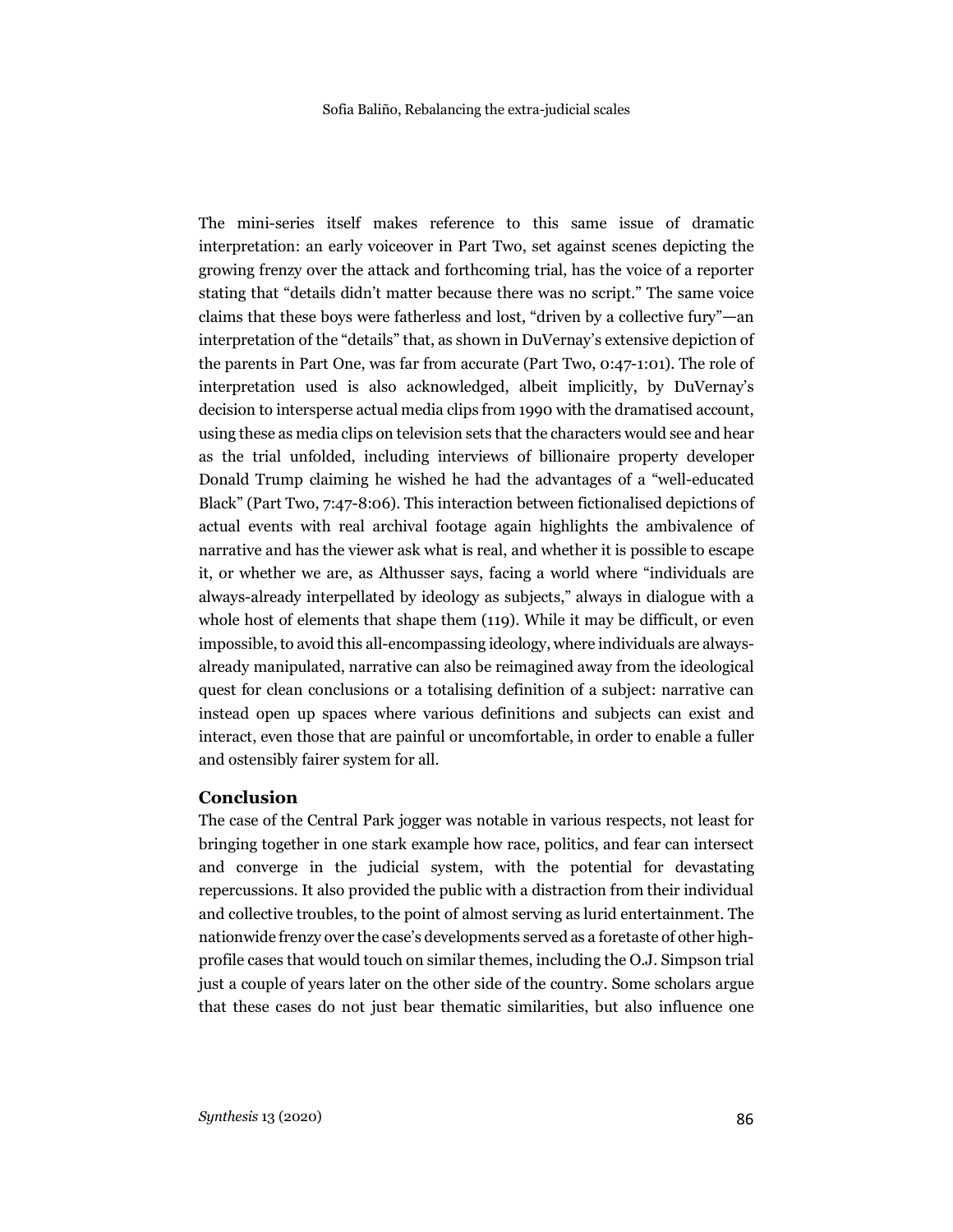The mini-series itself makes reference to this same issue of dramatic interpretation: an early voiceover in Part Two, set against scenes depicting the growing frenzy over the attack and forthcoming trial, has the voice of a reporter stating that "details didn't matter because there was no script." The same voice claims that these boys were fatherless and lost, "driven by a collective fury"—an interpretation of the "details" that, as shown in DuVernay's extensive depiction of the parents in Part One, was far from accurate (Part Two, 0:47-1:01). The role of interpretation used is also acknowledged, albeit implicitly, by DuVernay's decision to intersperse actual media clips from 1990 with the dramatised account, using these as media clips on television sets that the characters would see and hear as the trial unfolded, including interviews of billionaire property developer Donald Trump claiming he wished he had the advantages of a "well-educated Black" (Part Two, 7:47-8:06). This interaction between fictionalised depictions of actual events with real archival footage again highlights the ambivalence of narrative and has the viewer ask what is real, and whether it is possible to escape it, or whether we are, as Althusser says, facing a world where "individuals are always-already interpellated by ideology as subjects," always in dialogue with a whole host of elements that shape them (119). While it may be difficult, or even impossible, to avoid this all-encompassing ideology, where individuals are always-already manipulated, narrative can also be reimagined away from the ideological quest for clean conclusions or a totalising definition of a subject: narrative can instead open up spaces where various definitions and subjects can exist and interact, even those that are painful or uncomfortable, in order to enable a fuller and ostensibly fairer system for all.

## Conclusion

The case of the Central Park jogger was notable in various respects, not least for bringing together in one stark example how race, politics, and fear can intersect and converge in the judicial system, with the potential for devastating repercussions. It also provided the public with a distraction from their individual and collective troubles, to the point of almost serving as lurid entertainment. The nationwide frenzy over the case's developments served as a foretaste of other high-profile cases that would touch on similar themes, including the O.J. Simpson trial just a couple of years later on the other side of the country. Some scholars argue that these cases do not just bear thematic similarities, but also influence one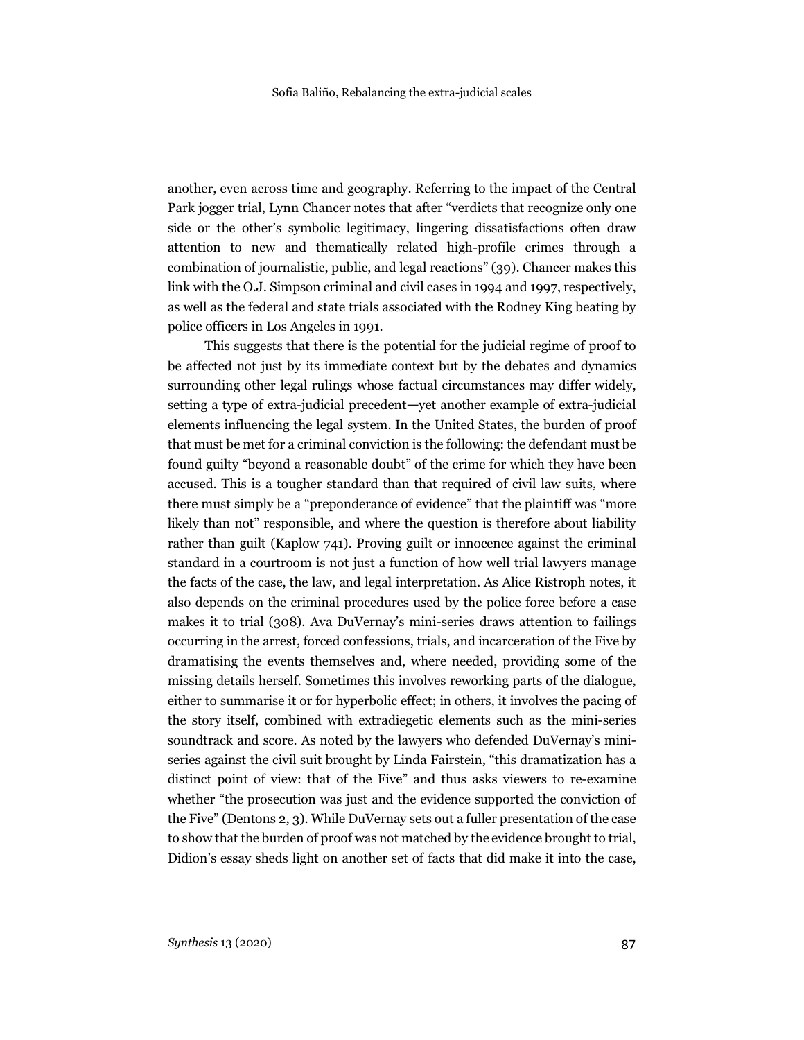another, even across time and geography. Referring to the impact of the Central Park jogger trial, Lynn Chancer notes that after "verdicts that recognize only one side or the other's symbolic legitimacy, lingering dissatisfactions often draw attention to new and thematically related high-profile crimes through a combination of journalistic, public, and legal reactions" (39). Chancer makes this link with the O.J. Simpson criminal and civil cases in 1994 and 1997, respectively, as well as the federal and state trials associated with the Rodney King beating by police officers in Los Angeles in 1991.

This suggests that there is the potential for the judicial regime of proof to be affected not just by its immediate context but by the debates and dynamics surrounding other legal rulings whose factual circumstances may differ widely, setting a type of extra-judicial precedent—yet another example of extra-judicial elements influencing the legal system. In the United States, the burden of proof that must be met for a criminal conviction is the following: the defendant must be found guilty "beyond a reasonable doubt" of the crime for which they have been accused. This is a tougher standard than that required of civil law suits, where there must simply be a "preponderance of evidence" that the plaintiff was "more likely than not" responsible, and where the question is therefore about liability rather than guilt (Kaplow 741). Proving guilt or innocence against the criminal standard in a courtroom is not just a function of how well trial lawyers manage the facts of the case, the law, and legal interpretation. As Alice Ristroph notes, it also depends on the criminal procedures used by the police force before a case makes it to trial (308). Ava DuVernay's mini-series draws attention to failings occurring in the arrest, forced confessions, trials, and incarceration of the Five by dramatising the events themselves and, where needed, providing some of the missing details herself. Sometimes this involves reworking parts of the dialogue, either to summarise it or for hyperbolic effect; in others, it involves the pacing of the story itself, combined with extradiegetic elements such as the mini-series soundtrack and score. As noted by the lawyers who defended DuVernay's mini-series against the civil suit brought by Linda Fairstein, "this dramatization has a distinct point of view: that of the Five" and thus asks viewers to re-examine whether "the prosecution was just and the evidence supported the conviction of the Five" (Dentons 2, 3). While DuVernay sets out a fuller presentation of the case to show that the burden of proof was not matched by the evidence brought to trial, Didion's essay sheds light on another set of facts that did make it into the case,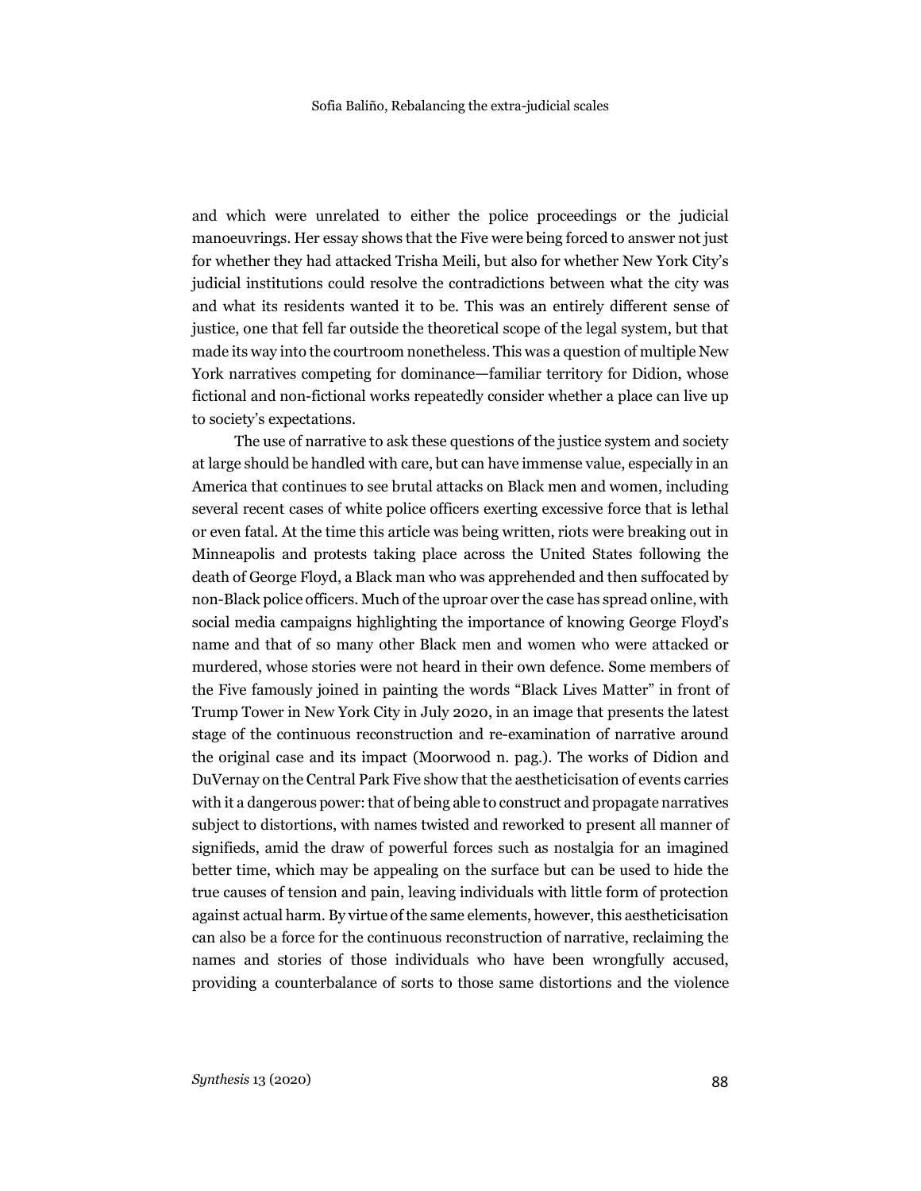and which were unrelated to either the police proceedings or the judicial manoeuvrings. Her essay shows that the Five were being forced to answer not just for whether they had attacked Trisha Meili, but also for whether New York City's judicial institutions could resolve the contradictions between what the city was and what its residents wanted it to be. This was an entirely different sense of justice, one that fell far outside the theoretical scope of the legal system, but that made its way into the courtroom nonetheless. This was a question of multiple New York narratives competing for dominance—familiar territory for Didion, whose fictional and non-fictional works repeatedly consider whether a place can live up to society's expectations.

The use of narrative to ask these questions of the justice system and society at large should be handled with care, but can have immense value, especially in an America that continues to see brutal attacks on Black men and women, including several recent cases of white police officers exerting excessive force that is lethal or even fatal. At the time this article was being written, riots were breaking out in Minneapolis and protests taking place across the United States following the death of George Floyd, a Black man who was apprehended and then suffocated by non-Black police officers. Much of the uproar over the case has spread online, with social media campaigns highlighting the importance of knowing George Floyd's name and that of so many other Black men and women who were attacked or murdered, whose stories were not heard in their own defence. Some members of the Five famously joined in painting the words "Black Lives Matter" in front of Trump Tower in New York City in July 2020, in an image that presents the latest stage of the continuous reconstruction and re-examination of narrative around the original case and its impact (Moorwood n. pag.). The works of Didion and DuVernay on the Central Park Five show that the aestheticisation of events carries with it a dangerous power: that of being able to construct and propagate narratives subject to distortions, with names twisted and reworked to present all manner of signifieds, amid the draw of powerful forces such as nostalgia for an imagined better time, which may be appealing on the surface but can be used to hide the true causes of tension and pain, leaving individuals with little form of protection against actual harm. By virtue of the same elements, however, this aestheticisation can also be a force for the continuous reconstruction of narrative, reclaiming the names and stories of those individuals who have been wrongfully accused, providing a counterbalance of sorts to those same distortions and the violence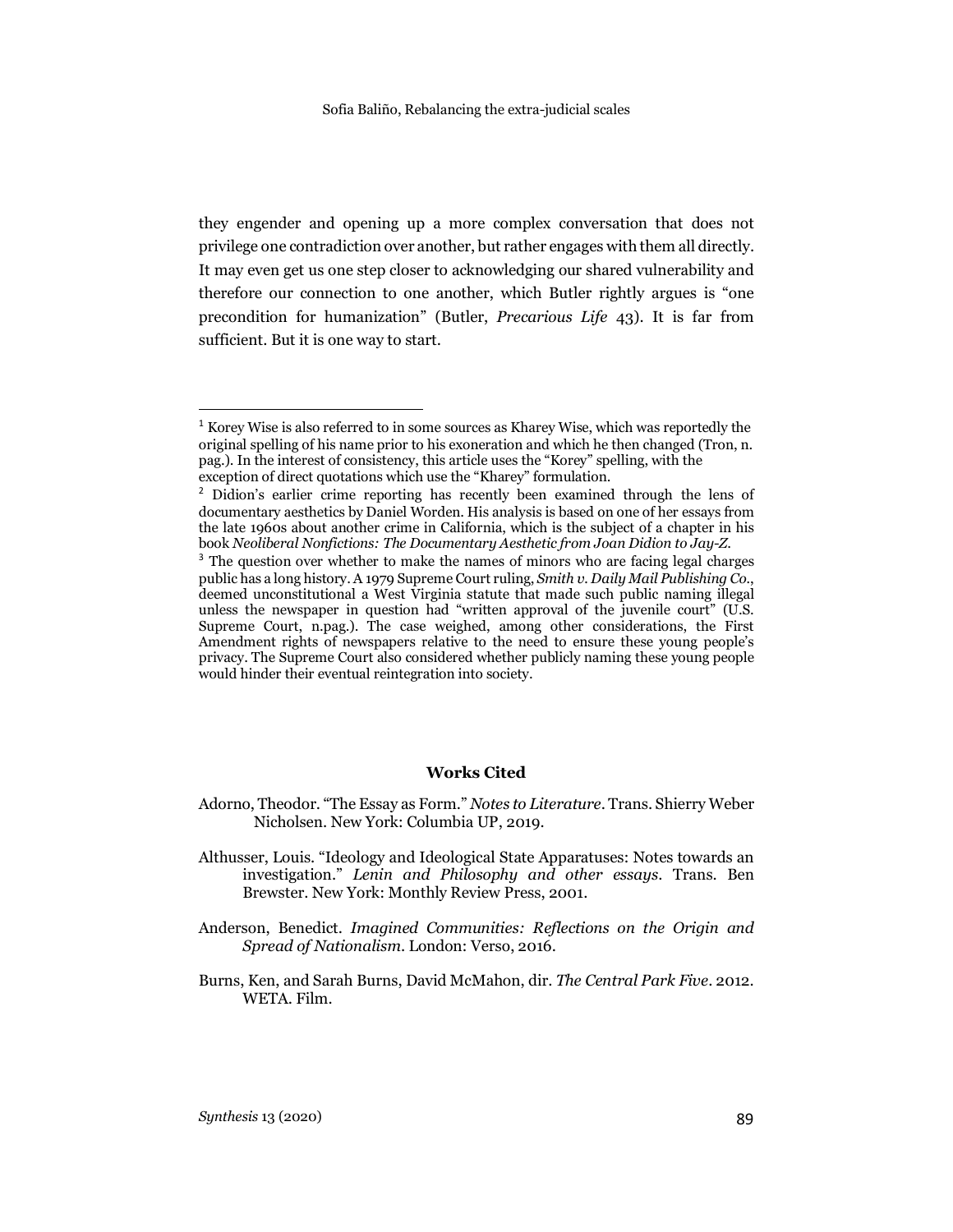they engender and opening up a more complex conversation that does not privilege one contradiction over another, but rather engages with them all directly. It may even get us one step closer to acknowledging our shared vulnerability and therefore our connection to one another, which Butler rightly argues is "one precondition for humanization" (Butler, *Precarious Life* 43). It is far from sufficient. But it is one way to start.

---

[1] Korey Wise is also referred to in some sources as Kharey Wise, which was reportedly the original spelling of his name prior to his exoneration and which he then changed (Tron, n. pag.). In the interest of consistency, this article uses the "Korey" spelling, with the exception of direct quotations which use the "Kharey" formulation.

[2] Didion's earlier crime reporting has recently been examined through the lens of documentary aesthetics by Daniel Worden. His analysis is based on one of her essays from the late 1960s about another crime in California, which is the subject of a chapter in his book *Neoliberal Nonfictions: The Documentary Aesthetic from Joan Didion to Jay-Z*.

[3] The question over whether to make the names of minors who are facing legal charges public has a long history. A 1979 Supreme Court ruling, *Smith v. Daily Mail Publishing Co.*, deemed unconstitutional a West Virginia statute that made such public naming illegal unless the newspaper in question had "written approval of the juvenile court" (U.S. Supreme Court, n.pag.). The case weighed, among other considerations, the First Amendment rights of newspapers relative to the need to ensure these young people's privacy. The Supreme Court also considered whether publicly naming these young people would hinder their eventual reintegration into society.

## Works Cited

Adorno, Theodor. "The Essay as Form." *Notes to Literature*. Trans. Shierry Weber Nicholsen. New York: Columbia UP, 2019.

Althusser, Louis. "Ideology and Ideological State Apparatuses: Notes towards an investigation." *Lenin and Philosophy and other essays*. Trans. Ben Brewster. New York: Monthly Review Press, 2001.

Anderson, Benedict. *Imagined Communities: Reflections on the Origin and Spread of Nationalism*. London: Verso, 2016.

Burns, Ken, and Sarah Burns, David McMahon, dir. *The Central Park Five*. 2012. WETA. Film.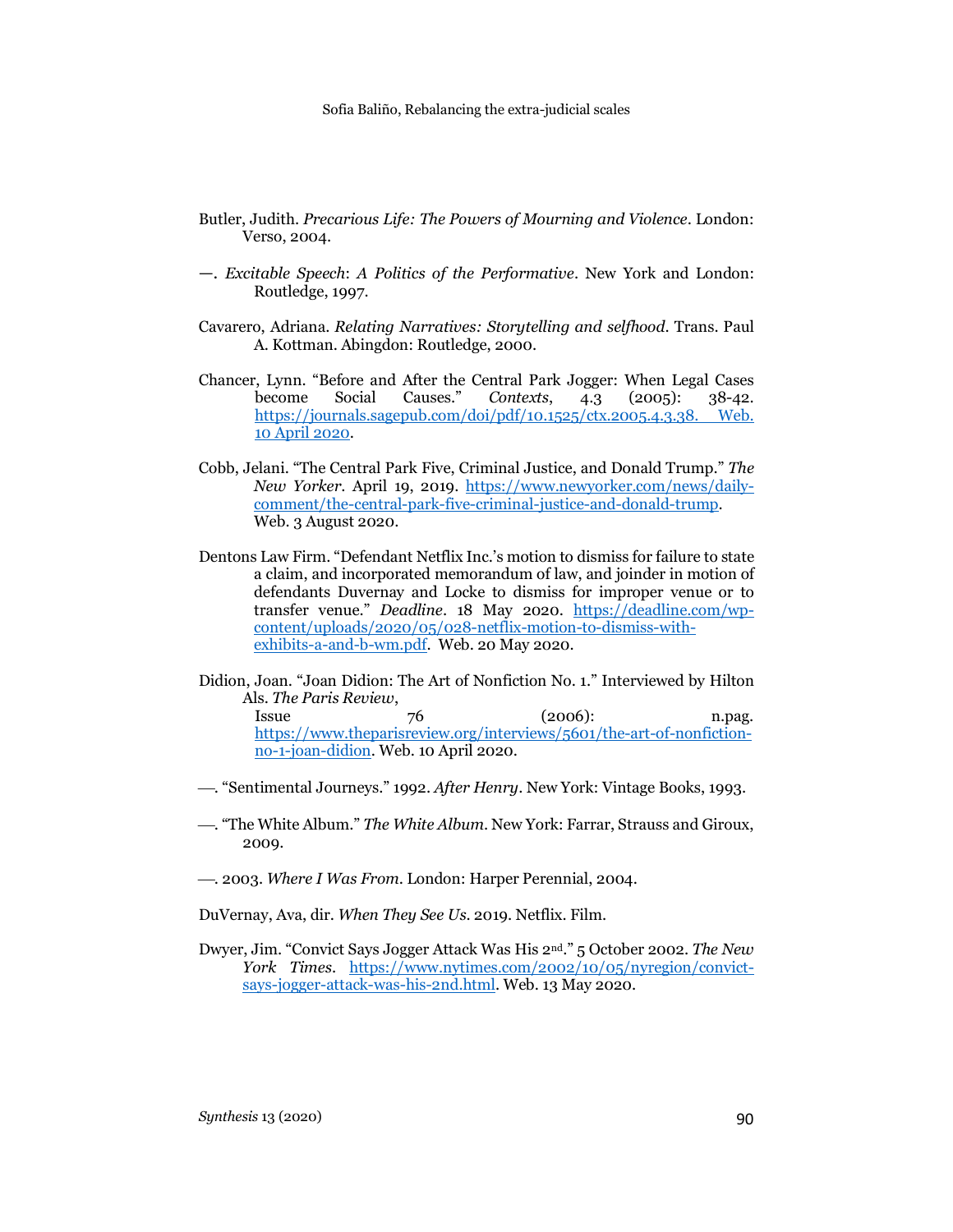Butler, Judith. *Precarious Life: The Powers of Mourning and Violence*. London: Verso, 2004.

—. *Excitable Speech*: *A Politics of the Performative*. New York and London: Routledge, 1997.

Cavarero, Adriana. *Relating Narratives: Storytelling and selfhood*. Trans. Paul A. Kottman. Abingdon: Routledge, 2000.

Chancer, Lynn. "Before and After the Central Park Jogger: When Legal Cases become Social Causes." *Contexts*, 4.3 (2005): 38-42. https://journals.sagepub.com/doi/pdf/10.1525/ctx.2005.4.3.38. Web. 10 April 2020.

Cobb, Jelani. "The Central Park Five, Criminal Justice, and Donald Trump." *The New Yorker*. April 19, 2019. https://www.newyorker.com/news/daily-comment/the-central-park-five-criminal-justice-and-donald-trump. Web. 3 August 2020.

Dentons Law Firm. "Defendant Netflix Inc.'s motion to dismiss for failure to state a claim, and incorporated memorandum of law, and joinder in motion of defendants Duvernay and Locke to dismiss for improper venue or to transfer venue." *Deadline*. 18 May 2020. https://deadline.com/wp-content/uploads/2020/05/028-netflix-motion-to-dismiss-with-exhibits-a-and-b-wm.pdf. Web. 20 May 2020.

Didion, Joan. "Joan Didion: The Art of Nonfiction No. 1." Interviewed by Hilton Als. *The Paris Review*, Issue 76 (2006): n.pag. https://www.theparisreview.org/interviews/5601/the-art-of-nonfiction-no-1-joan-didion. Web. 10 April 2020.

—. "Sentimental Journeys." 1992. *After Henry*. New York: Vintage Books, 1993.

—. "The White Album." *The White Album*. New York: Farrar, Strauss and Giroux, 2009.

—. 2003. *Where I Was From*. London: Harper Perennial, 2004.

DuVernay, Ava, dir. *When They See Us*. 2019. Netflix. Film.

Dwyer, Jim. "Convict Says Jogger Attack Was His 2nd." 5 October 2002. *The New York Times*. https://www.nytimes.com/2002/10/05/nyregion/convict-says-jogger-attack-was-his-2nd.html. Web. 13 May 2020.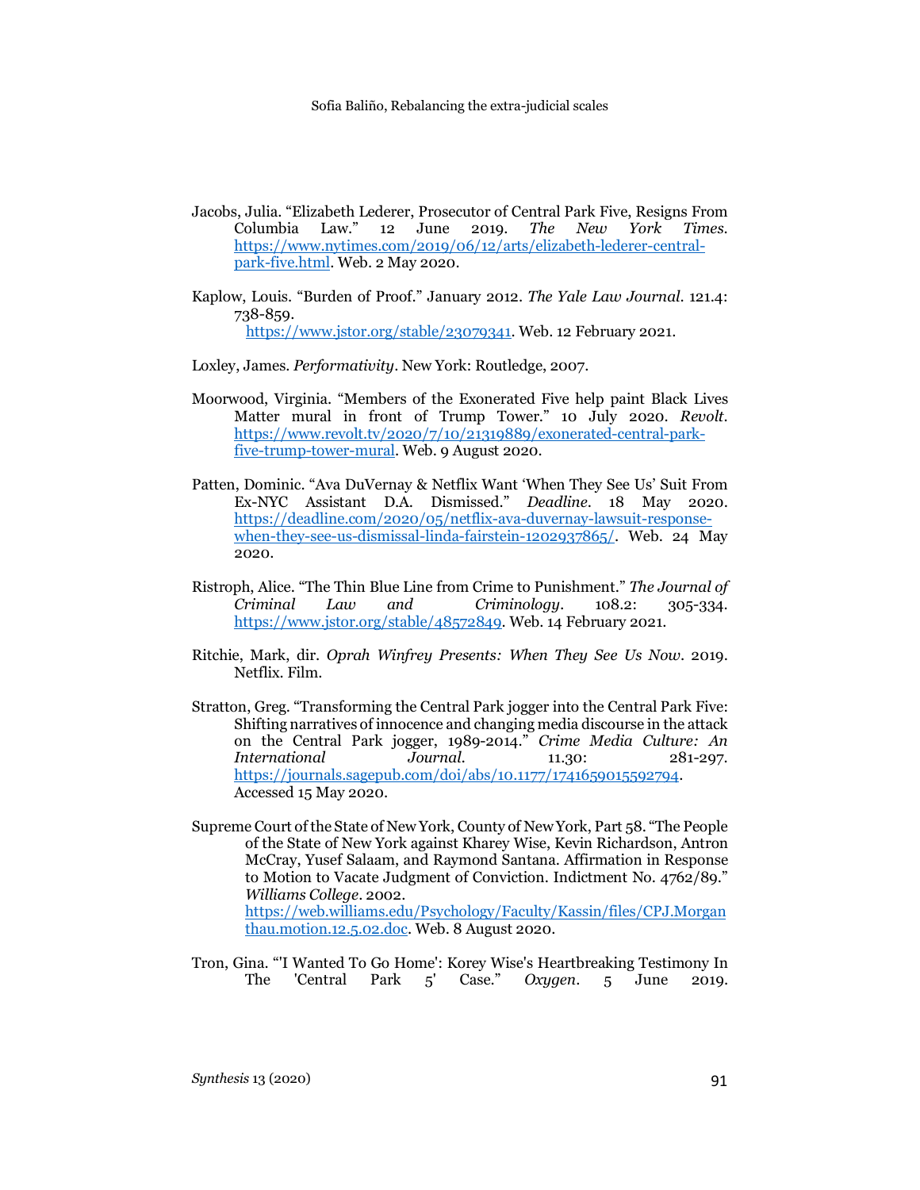Jacobs, Julia. "Elizabeth Lederer, Prosecutor of Central Park Five, Resigns From Columbia Law." 12 June 2019. *The New York Times*. https://www.nytimes.com/2019/06/12/arts/elizabeth-lederer-central-park-five.html. Web. 2 May 2020.

Kaplow, Louis. "Burden of Proof." January 2012. *The Yale Law Journal*. 121.4: 738-859. https://www.jstor.org/stable/23079341. Web. 12 February 2021.

Loxley, James. *Performativity*. New York: Routledge, 2007.

Moorwood, Virginia. "Members of the Exonerated Five help paint Black Lives Matter mural in front of Trump Tower." 10 July 2020. *Revolt*. https://www.revolt.tv/2020/7/10/21319889/exonerated-central-park-five-trump-tower-mural. Web. 9 August 2020.

Patten, Dominic. "Ava DuVernay & Netflix Want 'When They See Us' Suit From Ex-NYC Assistant D.A. Dismissed." *Deadline*. 18 May 2020. https://deadline.com/2020/05/netflix-ava-duvernay-lawsuit-response-when-they-see-us-dismissal-linda-fairstein-1202937865/. Web. 24 May 2020.

Ristroph, Alice. "The Thin Blue Line from Crime to Punishment." *The Journal of Criminal Law and Criminology*. 108.2: 305-334. https://www.jstor.org/stable/48572849. Web. 14 February 2021.

Ritchie, Mark, dir. *Oprah Winfrey Presents: When They See Us Now*. 2019. Netflix. Film.

Stratton, Greg. "Transforming the Central Park jogger into the Central Park Five: Shifting narratives of innocence and changing media discourse in the attack on the Central Park jogger, 1989-2014." *Crime Media Culture: An International Journal*. 11.30: 281-297. https://journals.sagepub.com/doi/abs/10.1177/1741659015592794. Accessed 15 May 2020.

Supreme Court of the State of New York, County of New York, Part 58. "The People of the State of New York against Kharey Wise, Kevin Richardson, Antron McCray, Yusef Salaam, and Raymond Santana. Affirmation in Response to Motion to Vacate Judgment of Conviction. Indictment No. 4762/89." *Williams College*. 2002. https://web.williams.edu/Psychology/Faculty/Kassin/files/CPJ.Morganthau.motion.12.5.02.doc. Web. 8 August 2020.

Tron, Gina. "'I Wanted To Go Home': Korey Wise's Heartbreaking Testimony In The 'Central Park 5' Case." *Oxygen*. 5 June 2019.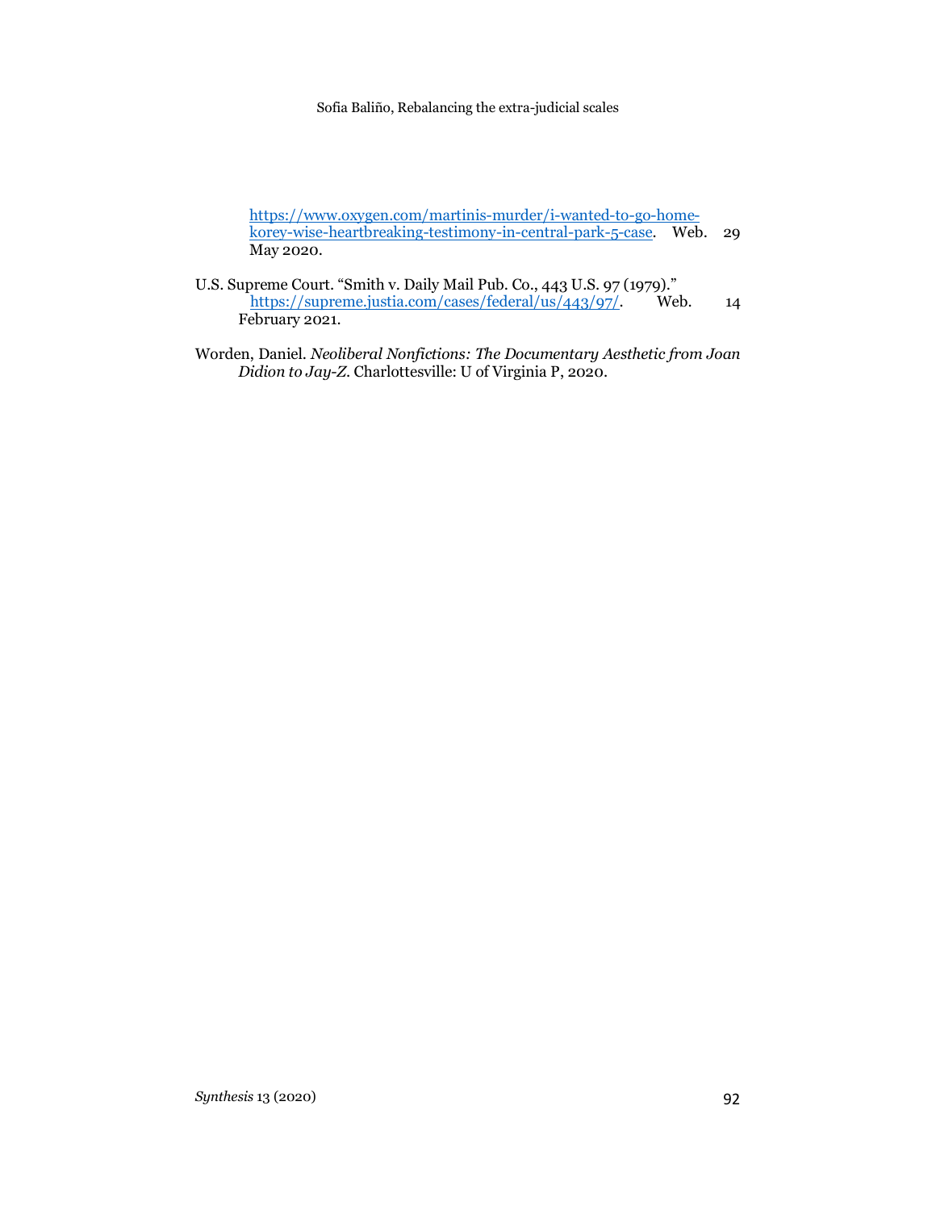https://www.oxygen.com/martinis-murder/i-wanted-to-go-home-korey-wise-heartbreaking-testimony-in-central-park-5-case. Web. 29 May 2020.

U.S. Supreme Court. "Smith v. Daily Mail Pub. Co., 443 U.S. 97 (1979)." https://supreme.justia.com/cases/federal/us/443/97/. Web. 14 February 2021.

Worden, Daniel. *Neoliberal Nonfictions: The Documentary Aesthetic from Joan Didion to Jay-Z*. Charlottesville: U of Virginia P, 2020.